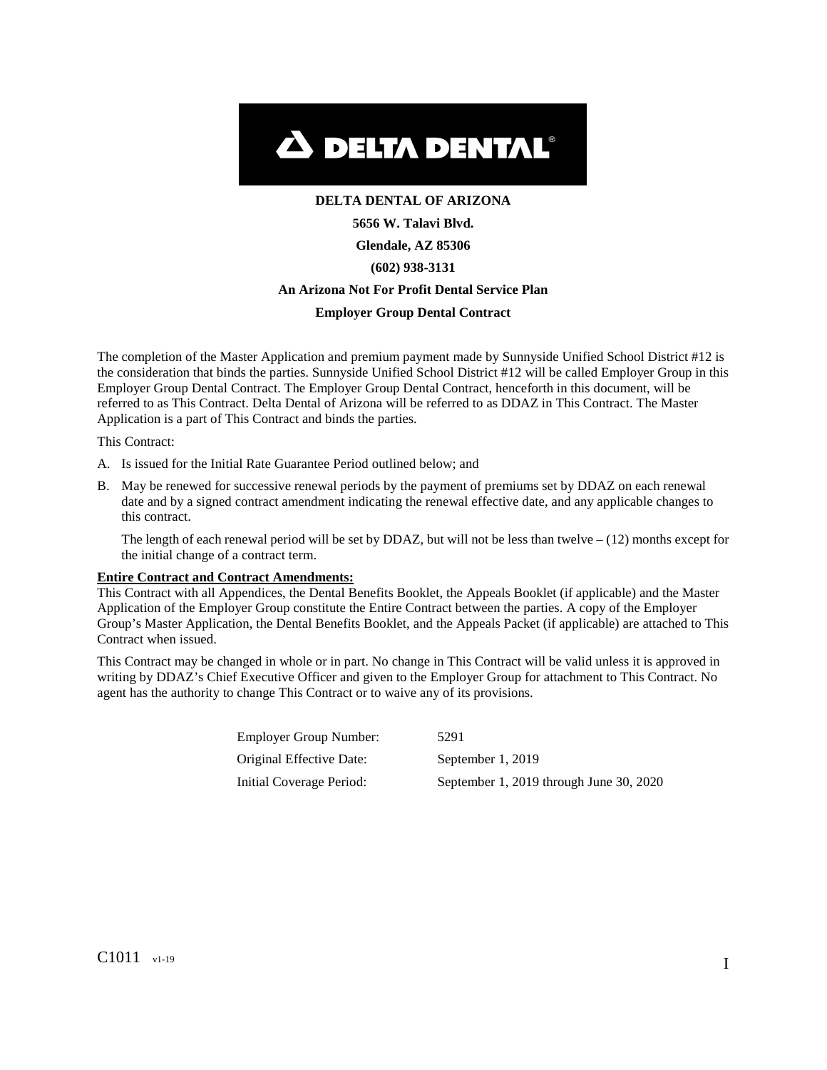**DELTA DENTAL**

**DELTA DENTAL OF ARIZONA**

**5656 W. Talavi Blvd.**

**Glendale, AZ 85306**

**(602) 938-3131**

**An Arizona Not For Profit Dental Service Plan**

**Employer Group Dental Contract**

The completion of the Master Application and premium payment made by Sunnyside Unified School District #12 is the consideration that binds the parties. Sunnyside Unified School District #12 will be called Employer Group in this Employer Group Dental Contract. The Employer Group Dental Contract, henceforth in this document, will be referred to as This Contract. Delta Dental of Arizona will be referred to as DDAZ in This Contract. The Master Application is a part of This Contract and binds the parties.

This Contract:

A. Is issued for the Initial Rate Guarantee Period outlined below; and

B. May be renewed for successive renewal periods by the payment of premiums set by DDAZ on each renewal date and by a signed contract amendment indicating the renewal effective date, and any applicable changes to this contract.

   The length of each renewal period will be set by DDAZ, but will not be less than twelve – (12) months except for the initial change of a contract term.

**Entire Contract and Contract Amendments:**

This Contract with all Appendices, the Dental Benefits Booklet, the Appeals Booklet (if applicable) and the Master Application of the Employer Group constitute the Entire Contract between the parties. A copy of the Employer Group's Master Application, the Dental Benefits Booklet, and the Appeals Packet (if applicable) are attached to This Contract when issued.

This Contract may be changed in whole or in part. No change in This Contract will be valid unless it is approved in writing by DDAZ's Chief Executive Officer and given to the Employer Group for attachment to This Contract. No agent has the authority to change This Contract or to waive any of its provisions.

| | |
|---|---|
| Employer Group Number: | 5291 |
| Original Effective Date: | September 1, 2019 |
| Initial Coverage Period: | September 1, 2019 through June 30, 2020 |

C1011 v1-19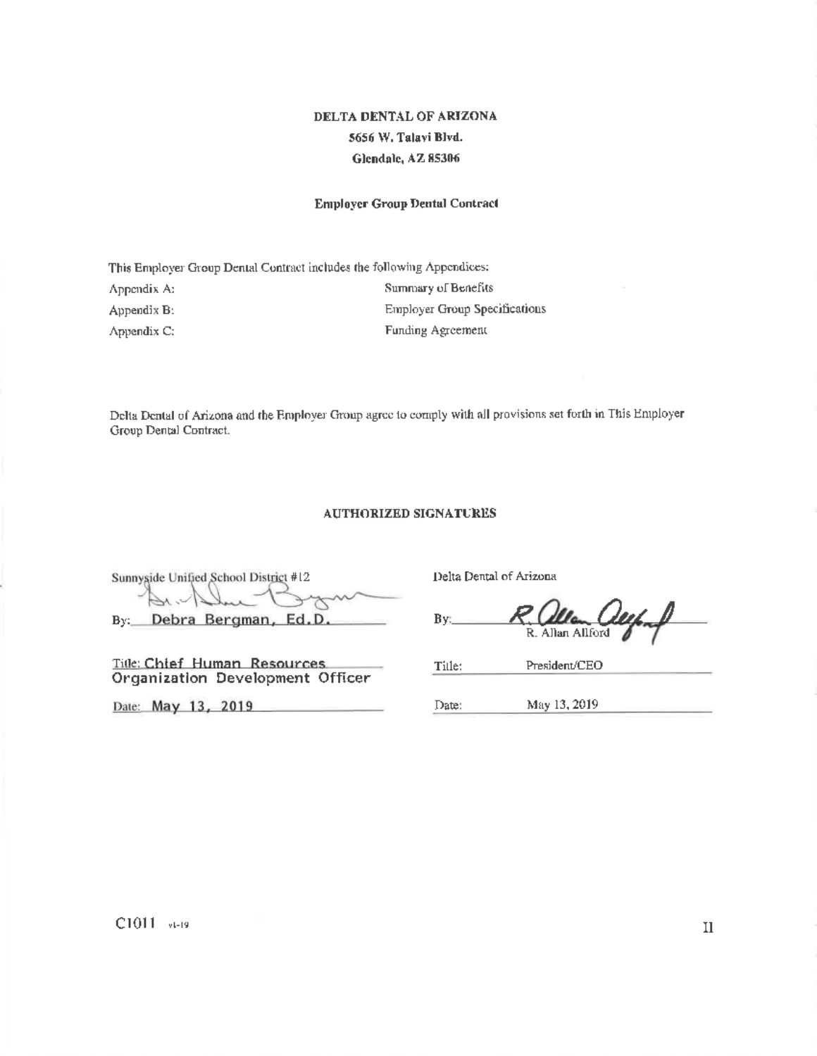**DELTA DENTAL OF ARIZONA**
**5656 W. Talavi Blvd.**
**Glendale, AZ 85306**

**Employer Group Dental Contract**

This Employer Group Dental Contract includes the following Appendices:

| | |
|---|---|
| Appendix A: | Summary of Benefits |
| Appendix B: | Employer Group Specifications |
| Appendix C: | Funding Agreement |

Delta Dental of Arizona and the Employer Group agree to comply with all provisions set forth in This Employer Group Dental Contract.

**AUTHORIZED SIGNATURES**

| Sunnyside Unified School District #12 | Delta Dental of Arizona |
|---|---|
| By: Debra Bergman, Ed.D. | By: R. Allan Allford |
| Title: Chief Human Resources Organization Development Officer | Title: President/CEO |
| Date: May 13, 2019 | Date: May 13, 2019 |

C1011 v1-19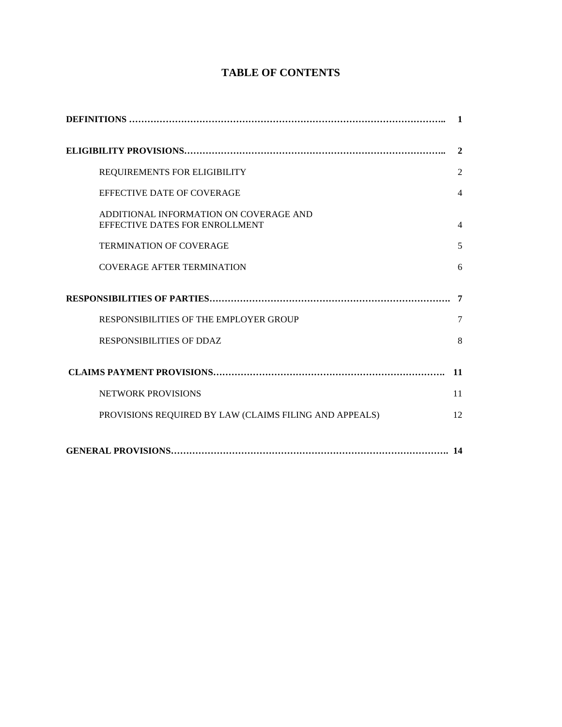# TABLE OF CONTENTS

| | |
|---|---|
| **DEFINITIONS** | **1** |
| **ELIGIBILITY PROVISIONS** | **2** |
| REQUIREMENTS FOR ELIGIBILITY | 2 |
| EFFECTIVE DATE OF COVERAGE | 4 |
| ADDITIONAL INFORMATION ON COVERAGE AND EFFECTIVE DATES FOR ENROLLMENT | 4 |
| TERMINATION OF COVERAGE | 5 |
| COVERAGE AFTER TERMINATION | 6 |
| **RESPONSIBILITIES OF PARTIES** | **7** |
| RESPONSIBILITIES OF THE EMPLOYER GROUP | 7 |
| RESPONSIBILITIES OF DDAZ | 8 |
| **CLAIMS PAYMENT PROVISIONS** | **11** |
| NETWORK PROVISIONS | 11 |
| PROVISIONS REQUIRED BY LAW (CLAIMS FILING AND APPEALS) | 12 |
| **GENERAL PROVISIONS** | **14** |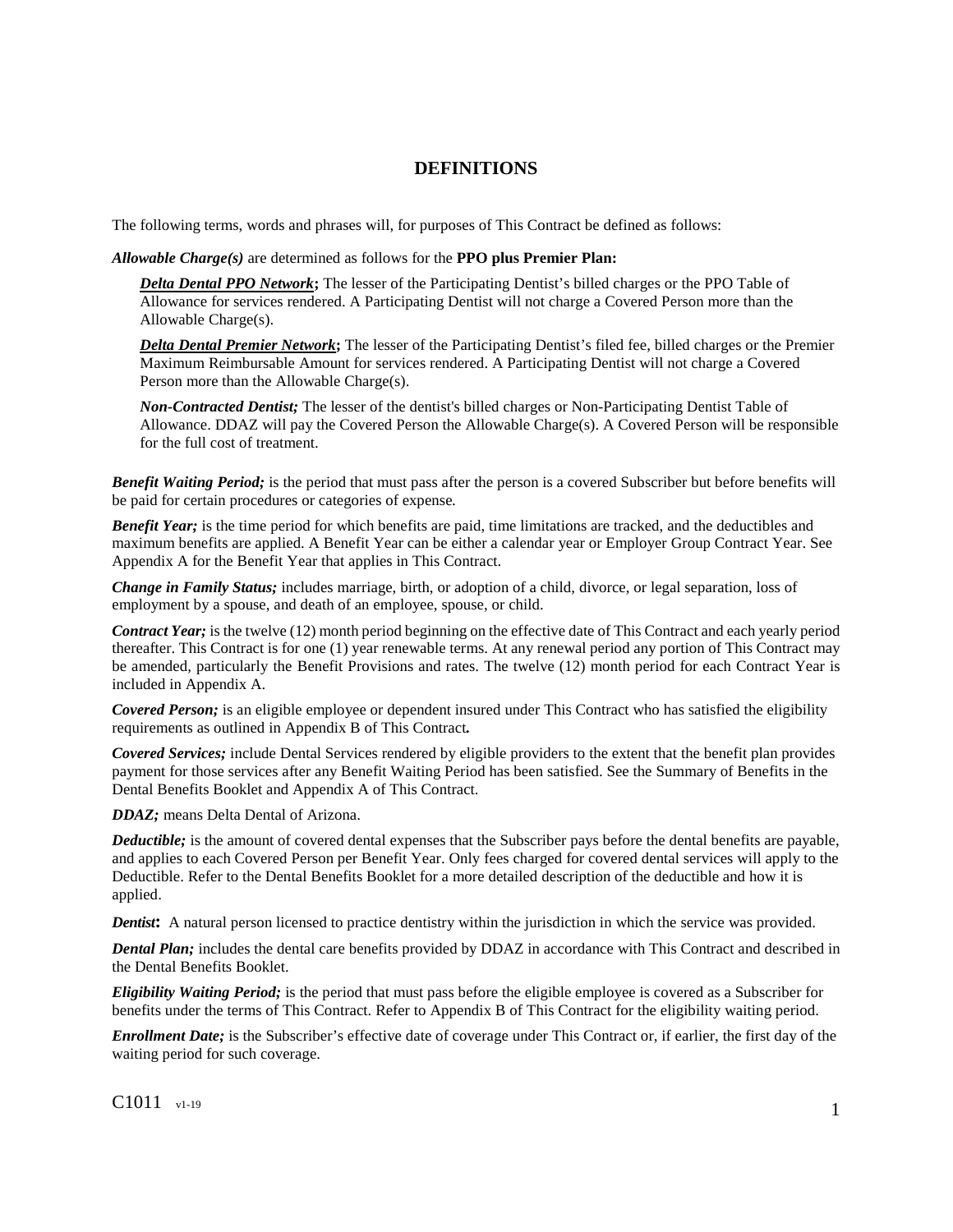## DEFINITIONS

The following terms, words and phrases will, for purposes of This Contract be defined as follows:

***Allowable Charge(s)*** are determined as follows for the **PPO plus Premier Plan:**

> ***Delta Dental PPO Network*;** The lesser of the Participating Dentist's billed charges or the PPO Table of Allowance for services rendered. A Participating Dentist will not charge a Covered Person more than the Allowable Charge(s).
>
> ***Delta Dental Premier Network*;** The lesser of the Participating Dentist's filed fee, billed charges or the Premier Maximum Reimbursable Amount for services rendered. A Participating Dentist will not charge a Covered Person more than the Allowable Charge(s).
>
> ***Non-Contracted Dentist;*** The lesser of the dentist's billed charges or Non-Participating Dentist Table of Allowance. DDAZ will pay the Covered Person the Allowable Charge(s). A Covered Person will be responsible for the full cost of treatment.

***Benefit Waiting Period;*** is the period that must pass after the person is a covered Subscriber but before benefits will be paid for certain procedures or categories of expense.

***Benefit Year;*** is the time period for which benefits are paid, time limitations are tracked, and the deductibles and maximum benefits are applied. A Benefit Year can be either a calendar year or Employer Group Contract Year. See Appendix A for the Benefit Year that applies in This Contract.

***Change in Family Status;*** includes marriage, birth, or adoption of a child, divorce, or legal separation, loss of employment by a spouse, and death of an employee, spouse, or child.

***Contract Year;*** is the twelve (12) month period beginning on the effective date of This Contract and each yearly period thereafter. This Contract is for one (1) year renewable terms. At any renewal period any portion of This Contract may be amended, particularly the Benefit Provisions and rates. The twelve (12) month period for each Contract Year is included in Appendix A.

***Covered Person;*** is an eligible employee or dependent insured under This Contract who has satisfied the eligibility requirements as outlined in Appendix B of This Contract**.**

***Covered Services;*** include Dental Services rendered by eligible providers to the extent that the benefit plan provides payment for those services after any Benefit Waiting Period has been satisfied. See the Summary of Benefits in the Dental Benefits Booklet and Appendix A of This Contract.

***DDAZ;*** means Delta Dental of Arizona.

***Deductible;*** is the amount of covered dental expenses that the Subscriber pays before the dental benefits are payable, and applies to each Covered Person per Benefit Year. Only fees charged for covered dental services will apply to the Deductible. Refer to the Dental Benefits Booklet for a more detailed description of the deductible and how it is applied.

***Dentist*:** A natural person licensed to practice dentistry within the jurisdiction in which the service was provided.

***Dental Plan;*** includes the dental care benefits provided by DDAZ in accordance with This Contract and described in the Dental Benefits Booklet.

***Eligibility Waiting Period;*** is the period that must pass before the eligible employee is covered as a Subscriber for benefits under the terms of This Contract. Refer to Appendix B of This Contract for the eligibility waiting period.

***Enrollment Date;*** is the Subscriber's effective date of coverage under This Contract or, if earlier, the first day of the waiting period for such coverage.

C1011 v1-19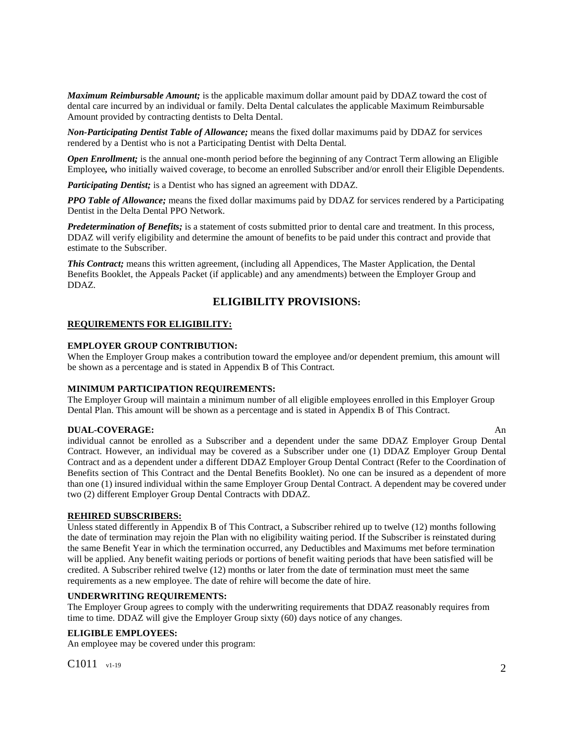***Maximum Reimbursable Amount;*** is the applicable maximum dollar amount paid by DDAZ toward the cost of dental care incurred by an individual or family. Delta Dental calculates the applicable Maximum Reimbursable Amount provided by contracting dentists to Delta Dental.

***Non-Participating Dentist Table of Allowance;*** means the fixed dollar maximums paid by DDAZ for services rendered by a Dentist who is not a Participating Dentist with Delta Dental.

***Open Enrollment;*** is the annual one-month period before the beginning of any Contract Term allowing an Eligible Employee***,*** who initially waived coverage, to become an enrolled Subscriber and/or enroll their Eligible Dependents.

***Participating Dentist;*** is a Dentist who has signed an agreement with DDAZ.

***PPO Table of Allowance;*** means the fixed dollar maximums paid by DDAZ for services rendered by a Participating Dentist in the Delta Dental PPO Network.

***Predetermination of Benefits;*** is a statement of costs submitted prior to dental care and treatment. In this process, DDAZ will verify eligibility and determine the amount of benefits to be paid under this contract and provide that estimate to the Subscriber.

***This Contract;*** means this written agreement, (including all Appendices, The Master Application, the Dental Benefits Booklet, the Appeals Packet (if applicable) and any amendments) between the Employer Group and DDAZ.

## ELIGIBILITY PROVISIONS:

**REQUIREMENTS FOR ELIGIBILITY:**

**EMPLOYER GROUP CONTRIBUTION:**
When the Employer Group makes a contribution toward the employee and/or dependent premium, this amount will be shown as a percentage and is stated in Appendix B of This Contract.

**MINIMUM PARTICIPATION REQUIREMENTS:**
The Employer Group will maintain a minimum number of all eligible employees enrolled in this Employer Group Dental Plan. This amount will be shown as a percentage and is stated in Appendix B of This Contract.

**DUAL-COVERAGE:**
An individual cannot be enrolled as a Subscriber and a dependent under the same DDAZ Employer Group Dental Contract. However, an individual may be covered as a Subscriber under one (1) DDAZ Employer Group Dental Contract and as a dependent under a different DDAZ Employer Group Dental Contract (Refer to the Coordination of Benefits section of This Contract and the Dental Benefits Booklet). No one can be insured as a dependent of more than one (1) insured individual within the same Employer Group Dental Contract. A dependent may be covered under two (2) different Employer Group Dental Contracts with DDAZ.

**REHIRED SUBSCRIBERS:**
Unless stated differently in Appendix B of This Contract, a Subscriber rehired up to twelve (12) months following the date of termination may rejoin the Plan with no eligibility waiting period. If the Subscriber is reinstated during the same Benefit Year in which the termination occurred, any Deductibles and Maximums met before termination will be applied. Any benefit waiting periods or portions of benefit waiting periods that have been satisfied will be credited. A Subscriber rehired twelve (12) months or later from the date of termination must meet the same requirements as a new employee. The date of rehire will become the date of hire.

**UNDERWRITING REQUIREMENTS:**
The Employer Group agrees to comply with the underwriting requirements that DDAZ reasonably requires from time to time. DDAZ will give the Employer Group sixty (60) days notice of any changes.

**ELIGIBLE EMPLOYEES:**
An employee may be covered under this program: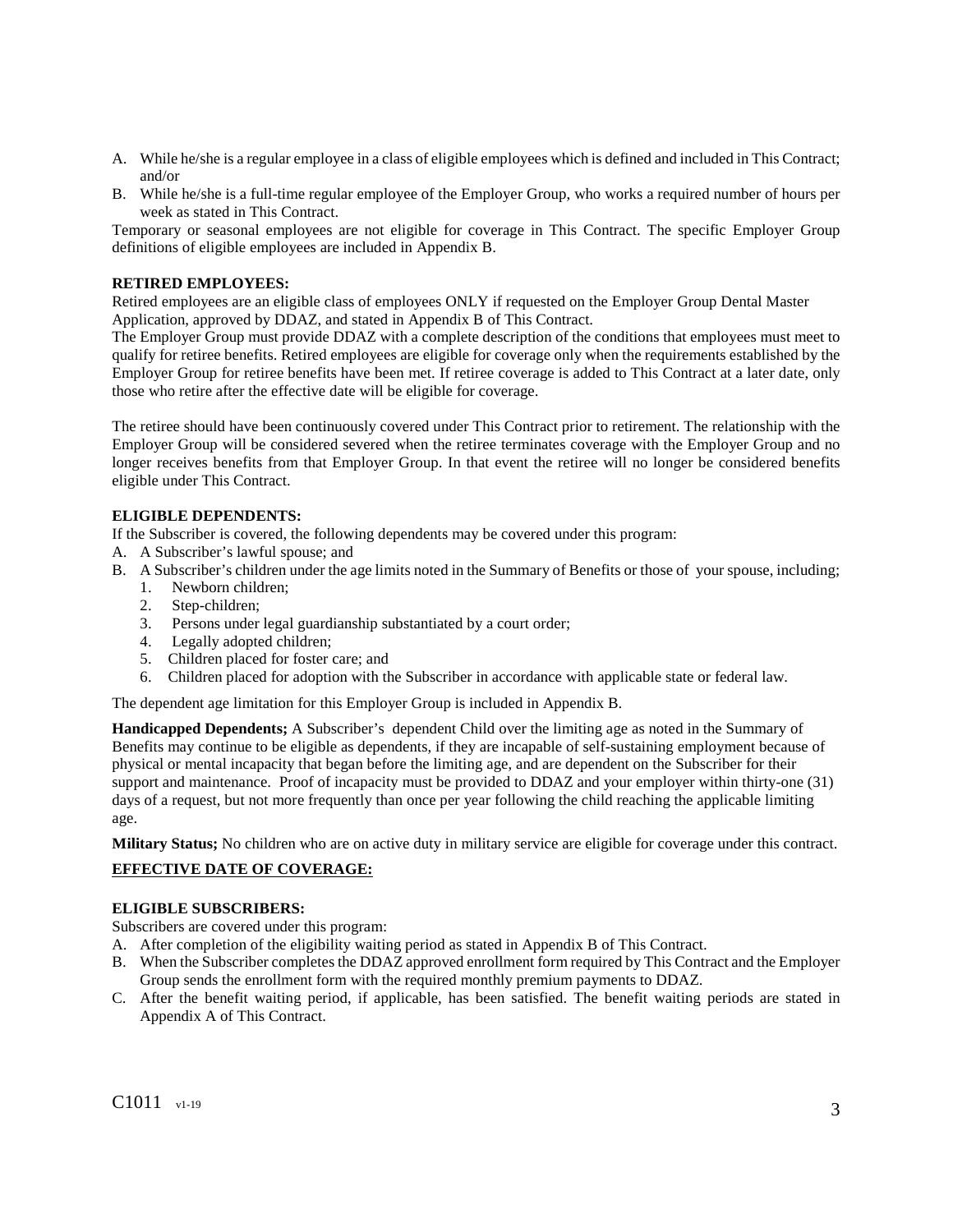A. While he/she is a regular employee in a class of eligible employees which is defined and included in This Contract; and/or
B. While he/she is a full-time regular employee of the Employer Group, who works a required number of hours per week as stated in This Contract.

Temporary or seasonal employees are not eligible for coverage in This Contract. The specific Employer Group definitions of eligible employees are included in Appendix B.

**RETIRED EMPLOYEES:**

Retired employees are an eligible class of employees ONLY if requested on the Employer Group Dental Master Application, approved by DDAZ, and stated in Appendix B of This Contract.

The Employer Group must provide DDAZ with a complete description of the conditions that employees must meet to qualify for retiree benefits. Retired employees are eligible for coverage only when the requirements established by the Employer Group for retiree benefits have been met. If retiree coverage is added to This Contract at a later date, only those who retire after the effective date will be eligible for coverage.

The retiree should have been continuously covered under This Contract prior to retirement. The relationship with the Employer Group will be considered severed when the retiree terminates coverage with the Employer Group and no longer receives benefits from that Employer Group. In that event the retiree will no longer be considered benefits eligible under This Contract.

**ELIGIBLE DEPENDENTS:**

If the Subscriber is covered, the following dependents may be covered under this program:

A. A Subscriber's lawful spouse; and
B. A Subscriber's children under the age limits noted in the Summary of Benefits or those of your spouse, including;
   1. Newborn children;
   2. Step-children;
   3. Persons under legal guardianship substantiated by a court order;
   4. Legally adopted children;
   5. Children placed for foster care; and
   6. Children placed for adoption with the Subscriber in accordance with applicable state or federal law.

The dependent age limitation for this Employer Group is included in Appendix B.

**Handicapped Dependents;** A Subscriber's dependent Child over the limiting age as noted in the Summary of Benefits may continue to be eligible as dependents, if they are incapable of self-sustaining employment because of physical or mental incapacity that began before the limiting age, and are dependent on the Subscriber for their support and maintenance. Proof of incapacity must be provided to DDAZ and your employer within thirty-one (31) days of a request, but not more frequently than once per year following the child reaching the applicable limiting age.

**Military Status;** No children who are on active duty in military service are eligible for coverage under this contract.

**EFFECTIVE DATE OF COVERAGE:**

**ELIGIBLE SUBSCRIBERS:**

Subscribers are covered under this program:

A. After completion of the eligibility waiting period as stated in Appendix B of This Contract.
B. When the Subscriber completes the DDAZ approved enrollment form required by This Contract and the Employer Group sends the enrollment form with the required monthly premium payments to DDAZ.
C. After the benefit waiting period, if applicable, has been satisfied. The benefit waiting periods are stated in Appendix A of This Contract.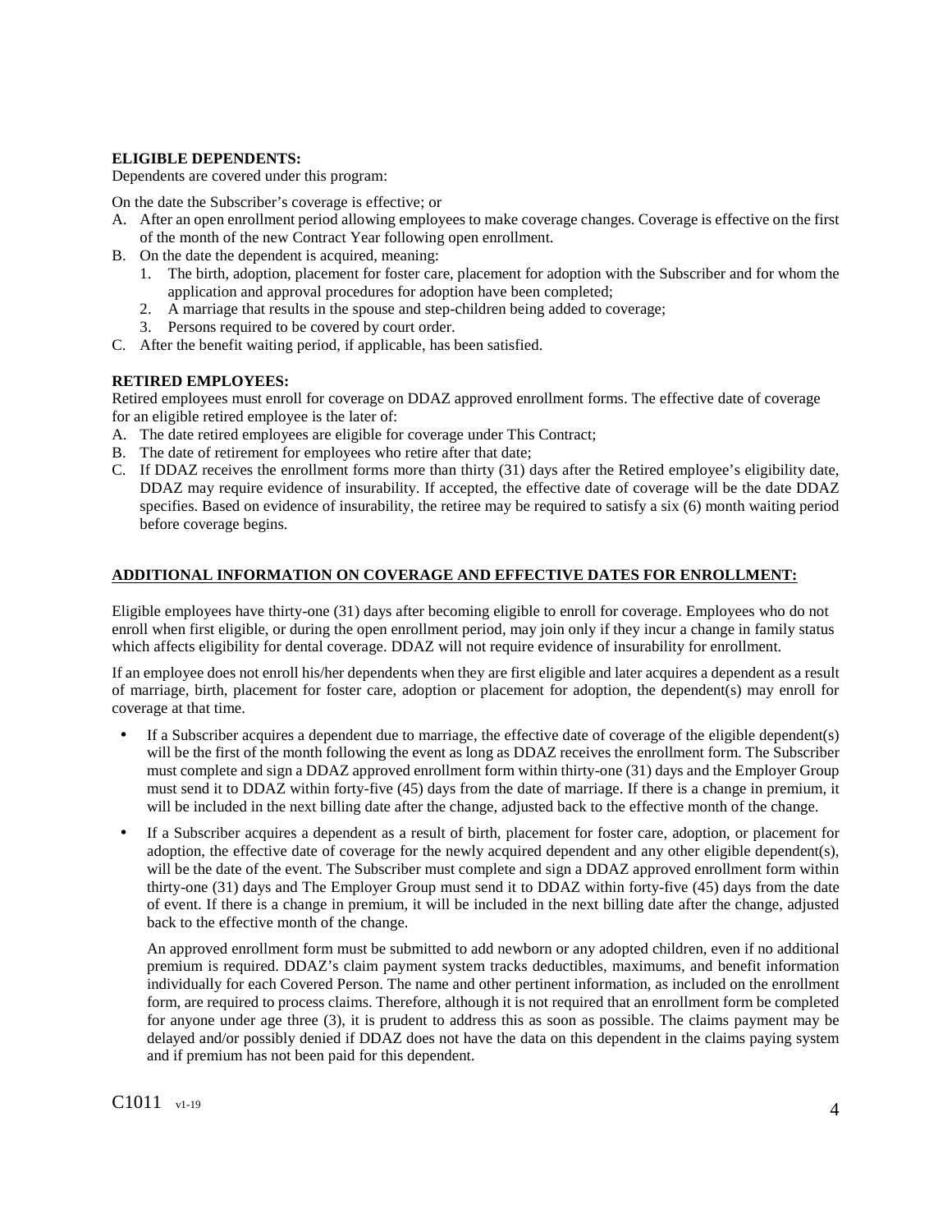**ELIGIBLE DEPENDENTS:**
Dependents are covered under this program:

On the date the Subscriber's coverage is effective; or

A. After an open enrollment period allowing employees to make coverage changes. Coverage is effective on the first of the month of the new Contract Year following open enrollment.
B. On the date the dependent is acquired, meaning:
   1. The birth, adoption, placement for foster care, placement for adoption with the Subscriber and for whom the application and approval procedures for adoption have been completed;
   2. A marriage that results in the spouse and step-children being added to coverage;
   3. Persons required to be covered by court order.
C. After the benefit waiting period, if applicable, has been satisfied.

**RETIRED EMPLOYEES:**
Retired employees must enroll for coverage on DDAZ approved enrollment forms. The effective date of coverage for an eligible retired employee is the later of:

A. The date retired employees are eligible for coverage under This Contract;
B. The date of retirement for employees who retire after that date;
C. If DDAZ receives the enrollment forms more than thirty (31) days after the Retired employee's eligibility date, DDAZ may require evidence of insurability. If accepted, the effective date of coverage will be the date DDAZ specifies. Based on evidence of insurability, the retiree may be required to satisfy a six (6) month waiting period before coverage begins.

**ADDITIONAL INFORMATION ON COVERAGE AND EFFECTIVE DATES FOR ENROLLMENT:**

Eligible employees have thirty-one (31) days after becoming eligible to enroll for coverage. Employees who do not enroll when first eligible, or during the open enrollment period, may join only if they incur a change in family status which affects eligibility for dental coverage. DDAZ will not require evidence of insurability for enrollment.

If an employee does not enroll his/her dependents when they are first eligible and later acquires a dependent as a result of marriage, birth, placement for foster care, adoption or placement for adoption, the dependent(s) may enroll for coverage at that time.

- If a Subscriber acquires a dependent due to marriage, the effective date of coverage of the eligible dependent(s) will be the first of the month following the event as long as DDAZ receives the enrollment form. The Subscriber must complete and sign a DDAZ approved enrollment form within thirty-one (31) days and the Employer Group must send it to DDAZ within forty-five (45) days from the date of marriage. If there is a change in premium, it will be included in the next billing date after the change, adjusted back to the effective month of the change.
- If a Subscriber acquires a dependent as a result of birth, placement for foster care, adoption, or placement for adoption, the effective date of coverage for the newly acquired dependent and any other eligible dependent(s), will be the date of the event. The Subscriber must complete and sign a DDAZ approved enrollment form within thirty-one (31) days and The Employer Group must send it to DDAZ within forty-five (45) days from the date of event. If there is a change in premium, it will be included in the next billing date after the change, adjusted back to the effective month of the change.

  An approved enrollment form must be submitted to add newborn or any adopted children, even if no additional premium is required. DDAZ's claim payment system tracks deductibles, maximums, and benefit information individually for each Covered Person. The name and other pertinent information, as included on the enrollment form, are required to process claims. Therefore, although it is not required that an enrollment form be completed for anyone under age three (3), it is prudent to address this as soon as possible. The claims payment may be delayed and/or possibly denied if DDAZ does not have the data on this dependent in the claims paying system and if premium has not been paid for this dependent.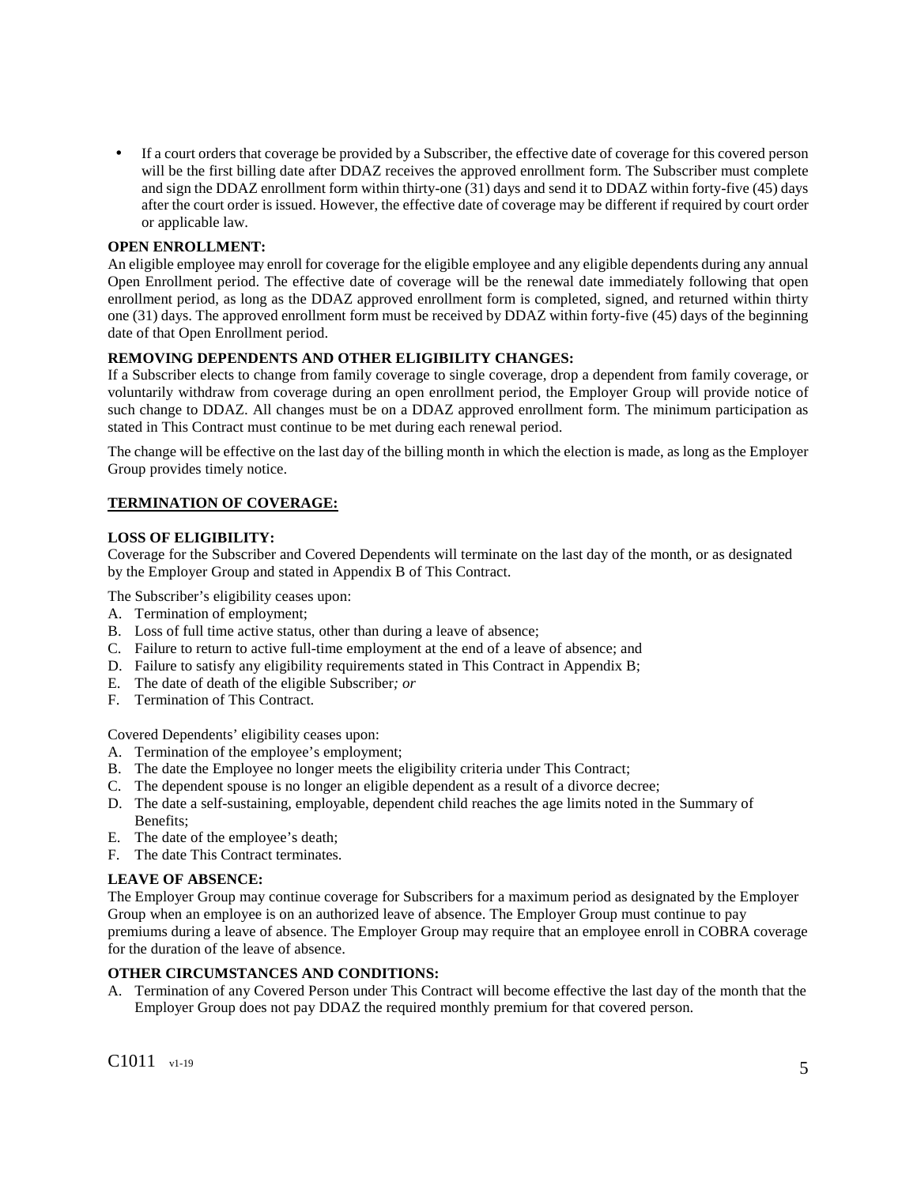- If a court orders that coverage be provided by a Subscriber, the effective date of coverage for this covered person will be the first billing date after DDAZ receives the approved enrollment form. The Subscriber must complete and sign the DDAZ enrollment form within thirty-one (31) days and send it to DDAZ within forty-five (45) days after the court order is issued. However, the effective date of coverage may be different if required by court order or applicable law.

**OPEN ENROLLMENT:**
An eligible employee may enroll for coverage for the eligible employee and any eligible dependents during any annual Open Enrollment period. The effective date of coverage will be the renewal date immediately following that open enrollment period, as long as the DDAZ approved enrollment form is completed, signed, and returned within thirty one (31) days. The approved enrollment form must be received by DDAZ within forty-five (45) days of the beginning date of that Open Enrollment period.

**REMOVING DEPENDENTS AND OTHER ELIGIBILITY CHANGES:**
If a Subscriber elects to change from family coverage to single coverage, drop a dependent from family coverage, or voluntarily withdraw from coverage during an open enrollment period, the Employer Group will provide notice of such change to DDAZ. All changes must be on a DDAZ approved enrollment form. The minimum participation as stated in This Contract must continue to be met during each renewal period.

The change will be effective on the last day of the billing month in which the election is made, as long as the Employer Group provides timely notice.

## **TERMINATION OF COVERAGE:**

**LOSS OF ELIGIBILITY:**
Coverage for the Subscriber and Covered Dependents will terminate on the last day of the month, or as designated by the Employer Group and stated in Appendix B of This Contract.

The Subscriber's eligibility ceases upon:

A. Termination of employment;
B. Loss of full time active status, other than during a leave of absence;
C. Failure to return to active full-time employment at the end of a leave of absence; and
D. Failure to satisfy any eligibility requirements stated in This Contract in Appendix B;
E. The date of death of the eligible Subscriber*; or*
F. Termination of This Contract.

Covered Dependents' eligibility ceases upon:

A. Termination of the employee's employment;
B. The date the Employee no longer meets the eligibility criteria under This Contract;
C. The dependent spouse is no longer an eligible dependent as a result of a divorce decree;
D. The date a self-sustaining, employable, dependent child reaches the age limits noted in the Summary of Benefits;
E. The date of the employee's death;
F. The date This Contract terminates.

**LEAVE OF ABSENCE:**
The Employer Group may continue coverage for Subscribers for a maximum period as designated by the Employer Group when an employee is on an authorized leave of absence. The Employer Group must continue to pay premiums during a leave of absence. The Employer Group may require that an employee enroll in COBRA coverage for the duration of the leave of absence.

**OTHER CIRCUMSTANCES AND CONDITIONS:**

A. Termination of any Covered Person under This Contract will become effective the last day of the month that the Employer Group does not pay DDAZ the required monthly premium for that covered person.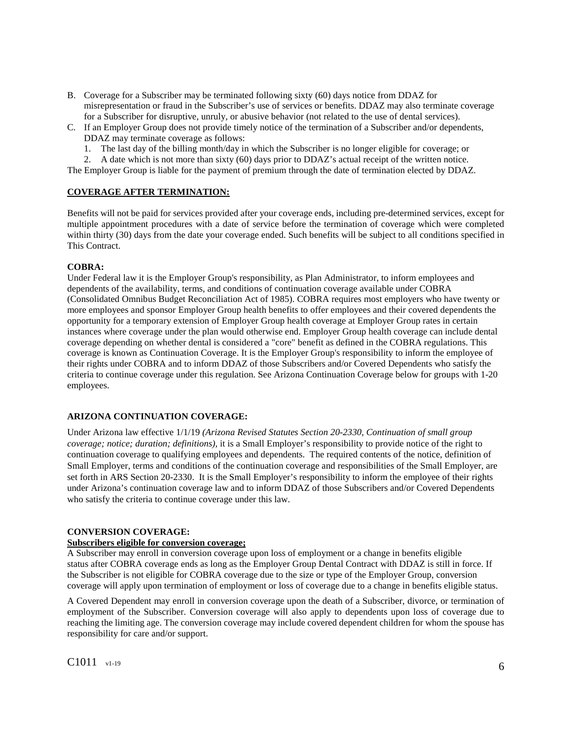B. Coverage for a Subscriber may be terminated following sixty (60) days notice from DDAZ for misrepresentation or fraud in the Subscriber's use of services or benefits. DDAZ may also terminate coverage for a Subscriber for disruptive, unruly, or abusive behavior (not related to the use of dental services).
C. If an Employer Group does not provide timely notice of the termination of a Subscriber and/or dependents, DDAZ may terminate coverage as follows:
   1. The last day of the billing month/day in which the Subscriber is no longer eligible for coverage; or
   2. A date which is not more than sixty (60) days prior to DDAZ's actual receipt of the written notice.

The Employer Group is liable for the payment of premium through the date of termination elected by DDAZ.

**COVERAGE AFTER TERMINATION:**

Benefits will not be paid for services provided after your coverage ends, including pre-determined services, except for multiple appointment procedures with a date of service before the termination of coverage which were completed within thirty (30) days from the date your coverage ended. Such benefits will be subject to all conditions specified in This Contract.

**COBRA:**

Under Federal law it is the Employer Group's responsibility, as Plan Administrator, to inform employees and dependents of the availability, terms, and conditions of continuation coverage available under COBRA (Consolidated Omnibus Budget Reconciliation Act of 1985). COBRA requires most employers who have twenty or more employees and sponsor Employer Group health benefits to offer employees and their covered dependents the opportunity for a temporary extension of Employer Group health coverage at Employer Group rates in certain instances where coverage under the plan would otherwise end. Employer Group health coverage can include dental coverage depending on whether dental is considered a "core" benefit as defined in the COBRA regulations. This coverage is known as Continuation Coverage. It is the Employer Group's responsibility to inform the employee of their rights under COBRA and to inform DDAZ of those Subscribers and/or Covered Dependents who satisfy the criteria to continue coverage under this regulation. See Arizona Continuation Coverage below for groups with 1-20 employees.

**ARIZONA CONTINUATION COVERAGE:**

Under Arizona law effective 1/1/19 *(Arizona Revised Statutes Section 20-2330, Continuation of small group coverage; notice; duration; definitions),* it is a Small Employer's responsibility to provide notice of the right to continuation coverage to qualifying employees and dependents. The required contents of the notice, definition of Small Employer, terms and conditions of the continuation coverage and responsibilities of the Small Employer, are set forth in ARS Section 20-2330. It is the Small Employer's responsibility to inform the employee of their rights under Arizona's continuation coverage law and to inform DDAZ of those Subscribers and/or Covered Dependents who satisfy the criteria to continue coverage under this law.

**CONVERSION COVERAGE:**

**Subscribers eligible for conversion coverage;**

A Subscriber may enroll in conversion coverage upon loss of employment or a change in benefits eligible status after COBRA coverage ends as long as the Employer Group Dental Contract with DDAZ is still in force. If the Subscriber is not eligible for COBRA coverage due to the size or type of the Employer Group, conversion coverage will apply upon termination of employment or loss of coverage due to a change in benefits eligible status.

A Covered Dependent may enroll in conversion coverage upon the death of a Subscriber, divorce, or termination of employment of the Subscriber. Conversion coverage will also apply to dependents upon loss of coverage due to reaching the limiting age. The conversion coverage may include covered dependent children for whom the spouse has responsibility for care and/or support.

C1011 v1-19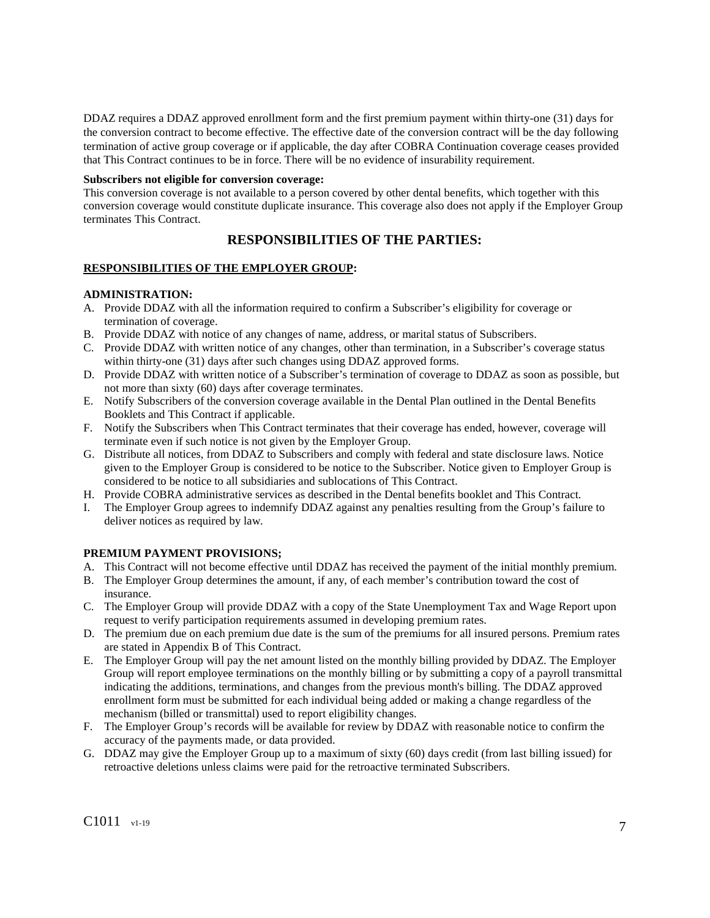DDAZ requires a DDAZ approved enrollment form and the first premium payment within thirty-one (31) days for the conversion contract to become effective. The effective date of the conversion contract will be the day following termination of active group coverage or if applicable, the day after COBRA Continuation coverage ceases provided that This Contract continues to be in force. There will be no evidence of insurability requirement.

**Subscribers not eligible for conversion coverage:**
This conversion coverage is not available to a person covered by other dental benefits, which together with this conversion coverage would constitute duplicate insurance. This coverage also does not apply if the Employer Group terminates This Contract.

## RESPONSIBILITIES OF THE PARTIES:

### RESPONSIBILITIES OF THE EMPLOYER GROUP:

**ADMINISTRATION:**

A. Provide DDAZ with all the information required to confirm a Subscriber's eligibility for coverage or termination of coverage.
B. Provide DDAZ with notice of any changes of name, address, or marital status of Subscribers.
C. Provide DDAZ with written notice of any changes, other than termination, in a Subscriber's coverage status within thirty-one (31) days after such changes using DDAZ approved forms.
D. Provide DDAZ with written notice of a Subscriber's termination of coverage to DDAZ as soon as possible, but not more than sixty (60) days after coverage terminates.
E. Notify Subscribers of the conversion coverage available in the Dental Plan outlined in the Dental Benefits Booklets and This Contract if applicable.
F. Notify the Subscribers when This Contract terminates that their coverage has ended, however, coverage will terminate even if such notice is not given by the Employer Group.
G. Distribute all notices, from DDAZ to Subscribers and comply with federal and state disclosure laws. Notice given to the Employer Group is considered to be notice to the Subscriber. Notice given to Employer Group is considered to be notice to all subsidiaries and sublocations of This Contract.
H. Provide COBRA administrative services as described in the Dental benefits booklet and This Contract.
I. The Employer Group agrees to indemnify DDAZ against any penalties resulting from the Group's failure to deliver notices as required by law.

**PREMIUM PAYMENT PROVISIONS;**

A. This Contract will not become effective until DDAZ has received the payment of the initial monthly premium.
B. The Employer Group determines the amount, if any, of each member's contribution toward the cost of insurance.
C. The Employer Group will provide DDAZ with a copy of the State Unemployment Tax and Wage Report upon request to verify participation requirements assumed in developing premium rates.
D. The premium due on each premium due date is the sum of the premiums for all insured persons. Premium rates are stated in Appendix B of This Contract.
E. The Employer Group will pay the net amount listed on the monthly billing provided by DDAZ. The Employer Group will report employee terminations on the monthly billing or by submitting a copy of a payroll transmittal indicating the additions, terminations, and changes from the previous month's billing. The DDAZ approved enrollment form must be submitted for each individual being added or making a change regardless of the mechanism (billed or transmittal) used to report eligibility changes.
F. The Employer Group's records will be available for review by DDAZ with reasonable notice to confirm the accuracy of the payments made, or data provided.
G. DDAZ may give the Employer Group up to a maximum of sixty (60) days credit (from last billing issued) for retroactive deletions unless claims were paid for the retroactive terminated Subscribers.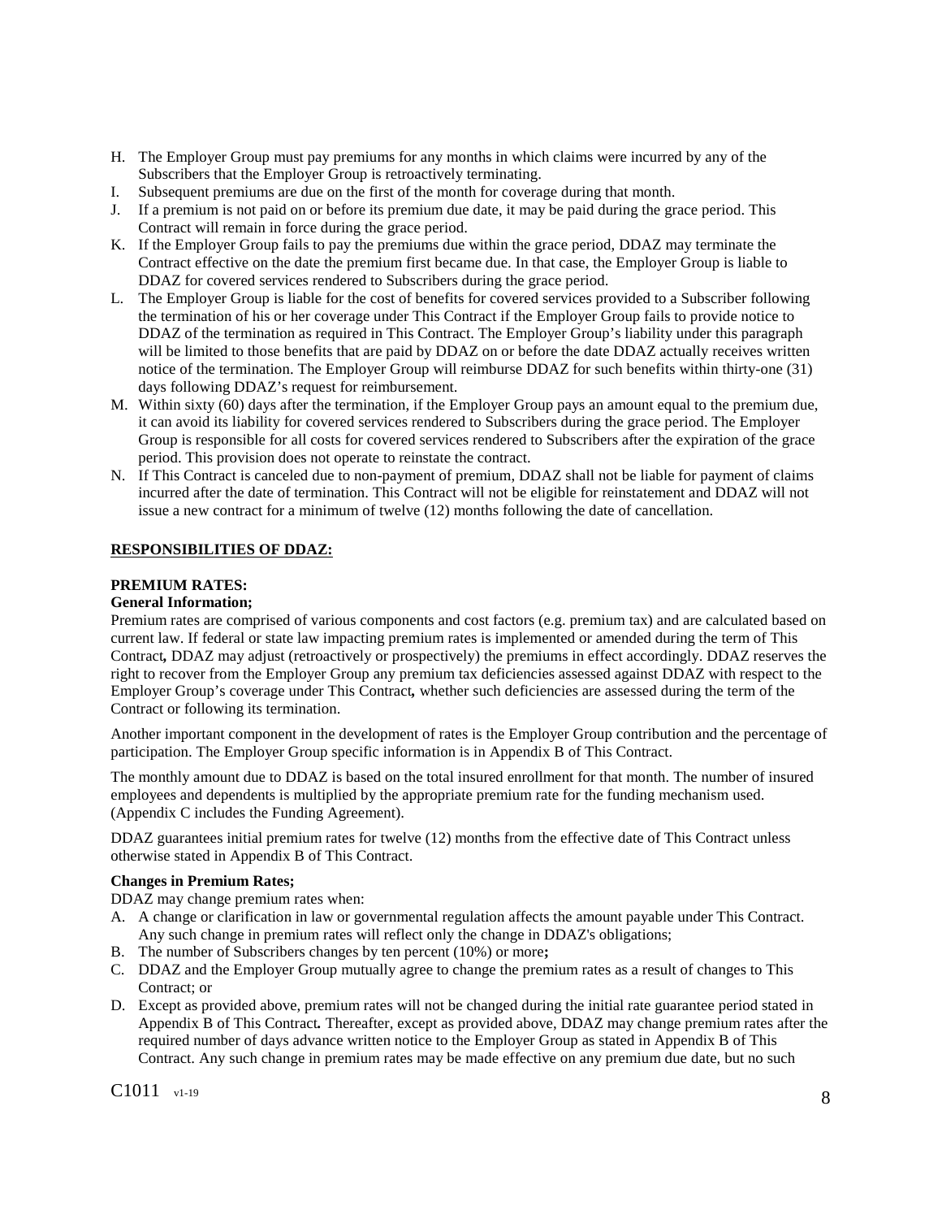H. The Employer Group must pay premiums for any months in which claims were incurred by any of the Subscribers that the Employer Group is retroactively terminating.
I. Subsequent premiums are due on the first of the month for coverage during that month.
J. If a premium is not paid on or before its premium due date, it may be paid during the grace period. This Contract will remain in force during the grace period.
K. If the Employer Group fails to pay the premiums due within the grace period, DDAZ may terminate the Contract effective on the date the premium first became due. In that case, the Employer Group is liable to DDAZ for covered services rendered to Subscribers during the grace period.
L. The Employer Group is liable for the cost of benefits for covered services provided to a Subscriber following the termination of his or her coverage under This Contract if the Employer Group fails to provide notice to DDAZ of the termination as required in This Contract. The Employer Group's liability under this paragraph will be limited to those benefits that are paid by DDAZ on or before the date DDAZ actually receives written notice of the termination. The Employer Group will reimburse DDAZ for such benefits within thirty-one (31) days following DDAZ's request for reimbursement.
M. Within sixty (60) days after the termination, if the Employer Group pays an amount equal to the premium due, it can avoid its liability for covered services rendered to Subscribers during the grace period. The Employer Group is responsible for all costs for covered services rendered to Subscribers after the expiration of the grace period. This provision does not operate to reinstate the contract.
N. If This Contract is canceled due to non-payment of premium, DDAZ shall not be liable for payment of claims incurred after the date of termination. This Contract will not be eligible for reinstatement and DDAZ will not issue a new contract for a minimum of twelve (12) months following the date of cancellation.

**RESPONSIBILITIES OF DDAZ:**

**PREMIUM RATES:**

**General Information;**

Premium rates are comprised of various components and cost factors (e.g. premium tax) and are calculated based on current law. If federal or state law impacting premium rates is implemented or amended during the term of This Contract**,** DDAZ may adjust (retroactively or prospectively) the premiums in effect accordingly. DDAZ reserves the right to recover from the Employer Group any premium tax deficiencies assessed against DDAZ with respect to the Employer Group's coverage under This Contract**,** whether such deficiencies are assessed during the term of the Contract or following its termination.

Another important component in the development of rates is the Employer Group contribution and the percentage of participation. The Employer Group specific information is in Appendix B of This Contract.

The monthly amount due to DDAZ is based on the total insured enrollment for that month. The number of insured employees and dependents is multiplied by the appropriate premium rate for the funding mechanism used. (Appendix C includes the Funding Agreement).

DDAZ guarantees initial premium rates for twelve (12) months from the effective date of This Contract unless otherwise stated in Appendix B of This Contract.

**Changes in Premium Rates;**

DDAZ may change premium rates when:

A. A change or clarification in law or governmental regulation affects the amount payable under This Contract. Any such change in premium rates will reflect only the change in DDAZ's obligations;
B. The number of Subscribers changes by ten percent (10%) or more**;**
C. DDAZ and the Employer Group mutually agree to change the premium rates as a result of changes to This Contract; or
D. Except as provided above, premium rates will not be changed during the initial rate guarantee period stated in Appendix B of This Contract**.** Thereafter, except as provided above, DDAZ may change premium rates after the required number of days advance written notice to the Employer Group as stated in Appendix B of This Contract. Any such change in premium rates may be made effective on any premium due date, but no such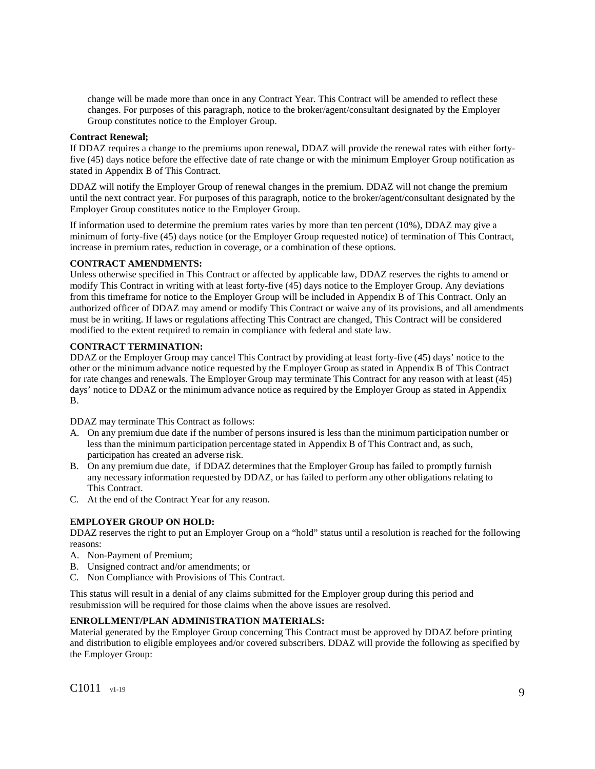change will be made more than once in any Contract Year. This Contract will be amended to reflect these changes. For purposes of this paragraph, notice to the broker/agent/consultant designated by the Employer Group constitutes notice to the Employer Group.

**Contract Renewal;**

If DDAZ requires a change to the premiums upon renewal**,** DDAZ will provide the renewal rates with either forty-five (45) days notice before the effective date of rate change or with the minimum Employer Group notification as stated in Appendix B of This Contract.

DDAZ will notify the Employer Group of renewal changes in the premium. DDAZ will not change the premium until the next contract year. For purposes of this paragraph, notice to the broker/agent/consultant designated by the Employer Group constitutes notice to the Employer Group.

If information used to determine the premium rates varies by more than ten percent (10%), DDAZ may give a minimum of forty-five (45) days notice (or the Employer Group requested notice) of termination of This Contract, increase in premium rates, reduction in coverage, or a combination of these options.

**CONTRACT AMENDMENTS:**

Unless otherwise specified in This Contract or affected by applicable law, DDAZ reserves the rights to amend or modify This Contract in writing with at least forty-five (45) days notice to the Employer Group. Any deviations from this timeframe for notice to the Employer Group will be included in Appendix B of This Contract. Only an authorized officer of DDAZ may amend or modify This Contract or waive any of its provisions, and all amendments must be in writing. If laws or regulations affecting This Contract are changed, This Contract will be considered modified to the extent required to remain in compliance with federal and state law.

**CONTRACT TERMINATION:**

DDAZ or the Employer Group may cancel This Contract by providing at least forty-five (45) days' notice to the other or the minimum advance notice requested by the Employer Group as stated in Appendix B of This Contract for rate changes and renewals. The Employer Group may terminate This Contract for any reason with at least (45) days' notice to DDAZ or the minimum advance notice as required by the Employer Group as stated in Appendix B.

DDAZ may terminate This Contract as follows:

A. On any premium due date if the number of persons insured is less than the minimum participation number or less than the minimum participation percentage stated in Appendix B of This Contract and, as such, participation has created an adverse risk.
B. On any premium due date, if DDAZ determines that the Employer Group has failed to promptly furnish any necessary information requested by DDAZ, or has failed to perform any other obligations relating to This Contract.
C. At the end of the Contract Year for any reason.

**EMPLOYER GROUP ON HOLD:**

DDAZ reserves the right to put an Employer Group on a "hold" status until a resolution is reached for the following reasons:

A. Non-Payment of Premium;
B. Unsigned contract and/or amendments; or
C. Non Compliance with Provisions of This Contract.

This status will result in a denial of any claims submitted for the Employer group during this period and resubmission will be required for those claims when the above issues are resolved.

**ENROLLMENT/PLAN ADMINISTRATION MATERIALS:**

Material generated by the Employer Group concerning This Contract must be approved by DDAZ before printing and distribution to eligible employees and/or covered subscribers. DDAZ will provide the following as specified by the Employer Group: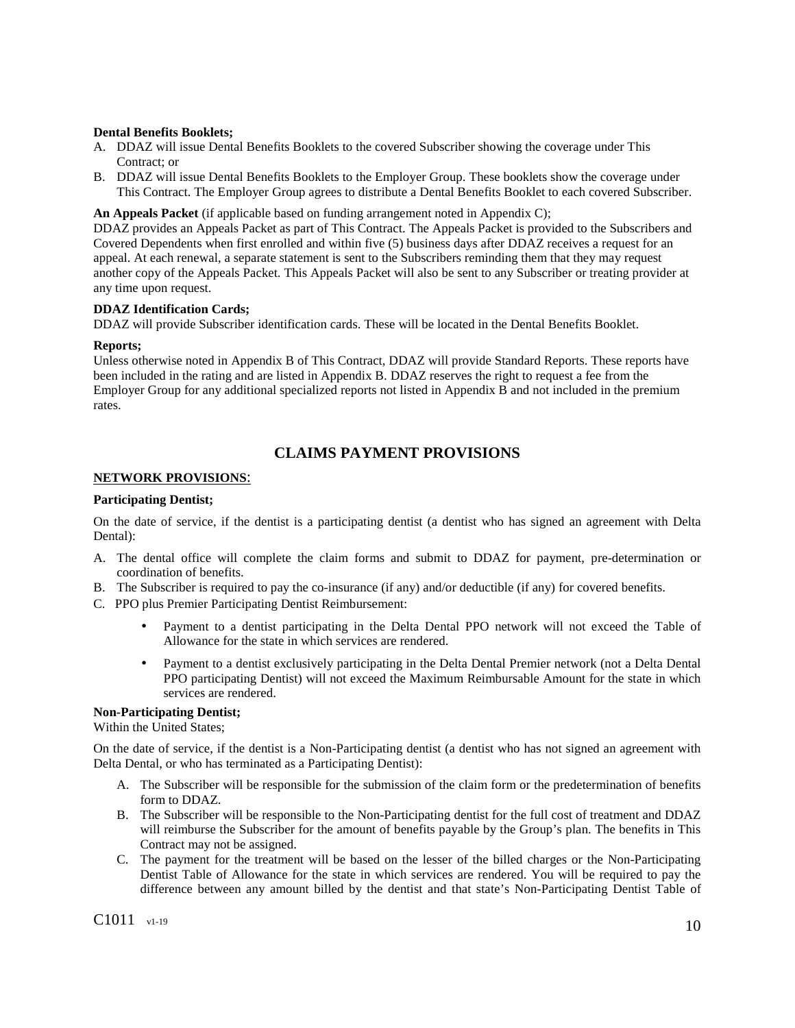**Dental Benefits Booklets;**

A. DDAZ will issue Dental Benefits Booklets to the covered Subscriber showing the coverage under This Contract; or
B. DDAZ will issue Dental Benefits Booklets to the Employer Group. These booklets show the coverage under This Contract. The Employer Group agrees to distribute a Dental Benefits Booklet to each covered Subscriber.

**An Appeals Packet** (if applicable based on funding arrangement noted in Appendix C);
DDAZ provides an Appeals Packet as part of This Contract. The Appeals Packet is provided to the Subscribers and Covered Dependents when first enrolled and within five (5) business days after DDAZ receives a request for an appeal. At each renewal, a separate statement is sent to the Subscribers reminding them that they may request another copy of the Appeals Packet. This Appeals Packet will also be sent to any Subscriber or treating provider at any time upon request.

**DDAZ Identification Cards;**
DDAZ will provide Subscriber identification cards. These will be located in the Dental Benefits Booklet.

**Reports;**
Unless otherwise noted in Appendix B of This Contract, DDAZ will provide Standard Reports. These reports have been included in the rating and are listed in Appendix B. DDAZ reserves the right to request a fee from the Employer Group for any additional specialized reports not listed in Appendix B and not included in the premium rates.

## CLAIMS PAYMENT PROVISIONS

**NETWORK PROVISIONS**:

**Participating Dentist;**

On the date of service, if the dentist is a participating dentist (a dentist who has signed an agreement with Delta Dental):

A. The dental office will complete the claim forms and submit to DDAZ for payment, pre-determination or coordination of benefits.
B. The Subscriber is required to pay the co-insurance (if any) and/or deductible (if any) for covered benefits.
C. PPO plus Premier Participating Dentist Reimbursement:
   - Payment to a dentist participating in the Delta Dental PPO network will not exceed the Table of Allowance for the state in which services are rendered.
   - Payment to a dentist exclusively participating in the Delta Dental Premier network (not a Delta Dental PPO participating Dentist) will not exceed the Maximum Reimbursable Amount for the state in which services are rendered.

**Non-Participating Dentist;**
Within the United States;

On the date of service, if the dentist is a Non-Participating dentist (a dentist who has not signed an agreement with Delta Dental, or who has terminated as a Participating Dentist):

A. The Subscriber will be responsible for the submission of the claim form or the predetermination of benefits form to DDAZ.
B. The Subscriber will be responsible to the Non-Participating dentist for the full cost of treatment and DDAZ will reimburse the Subscriber for the amount of benefits payable by the Group's plan. The benefits in This Contract may not be assigned.
C. The payment for the treatment will be based on the lesser of the billed charges or the Non-Participating Dentist Table of Allowance for the state in which services are rendered. You will be required to pay the difference between any amount billed by the dentist and that state's Non-Participating Dentist Table of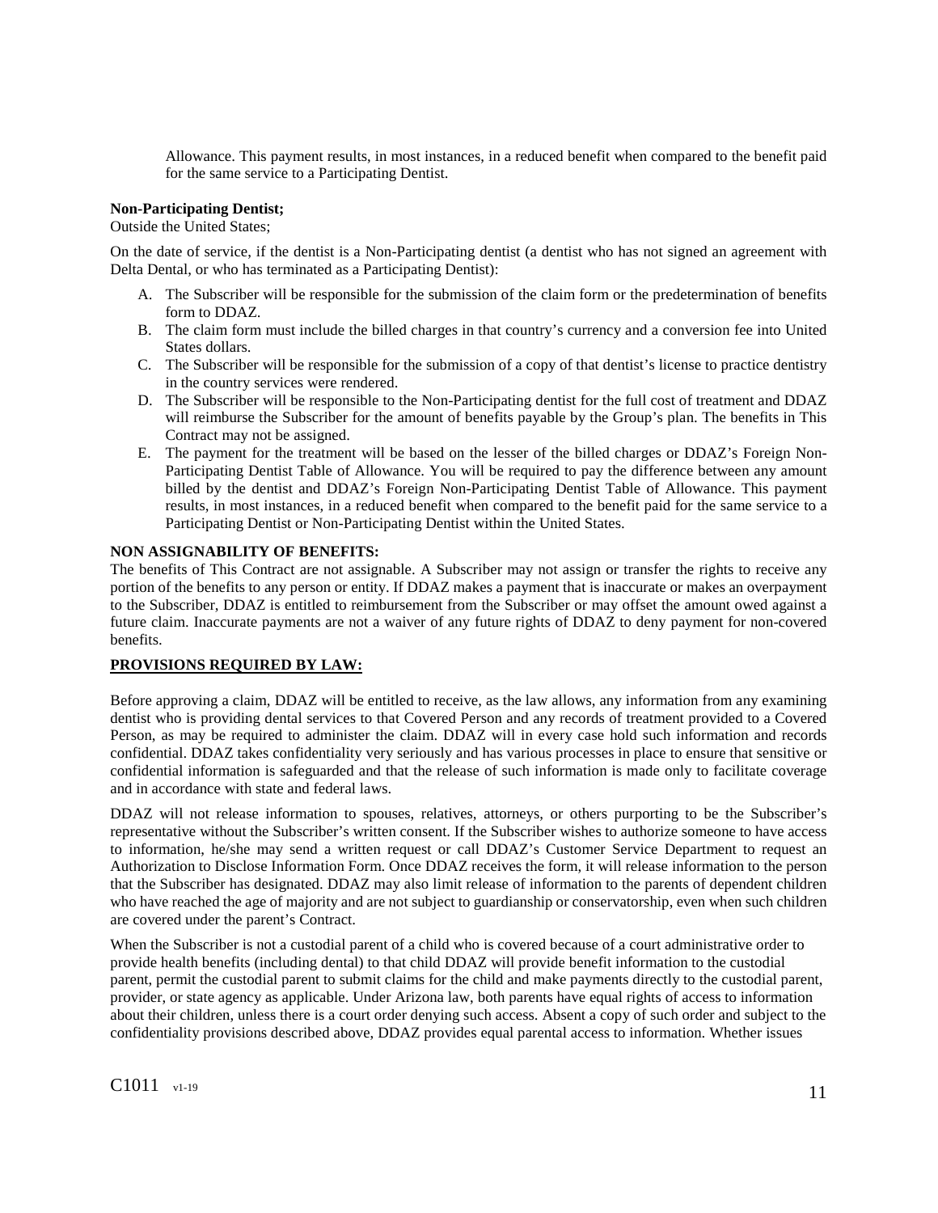Allowance. This payment results, in most instances, in a reduced benefit when compared to the benefit paid for the same service to a Participating Dentist.

**Non-Participating Dentist;**
Outside the United States;

On the date of service, if the dentist is a Non-Participating dentist (a dentist who has not signed an agreement with Delta Dental, or who has terminated as a Participating Dentist):

A. The Subscriber will be responsible for the submission of the claim form or the predetermination of benefits form to DDAZ.
B. The claim form must include the billed charges in that country's currency and a conversion fee into United States dollars.
C. The Subscriber will be responsible for the submission of a copy of that dentist's license to practice dentistry in the country services were rendered.
D. The Subscriber will be responsible to the Non-Participating dentist for the full cost of treatment and DDAZ will reimburse the Subscriber for the amount of benefits payable by the Group's plan. The benefits in This Contract may not be assigned.
E. The payment for the treatment will be based on the lesser of the billed charges or DDAZ's Foreign Non-Participating Dentist Table of Allowance. You will be required to pay the difference between any amount billed by the dentist and DDAZ's Foreign Non-Participating Dentist Table of Allowance. This payment results, in most instances, in a reduced benefit when compared to the benefit paid for the same service to a Participating Dentist or Non-Participating Dentist within the United States.

**NON ASSIGNABILITY OF BENEFITS:**
The benefits of This Contract are not assignable. A Subscriber may not assign or transfer the rights to receive any portion of the benefits to any person or entity. If DDAZ makes a payment that is inaccurate or makes an overpayment to the Subscriber, DDAZ is entitled to reimbursement from the Subscriber or may offset the amount owed against a future claim. Inaccurate payments are not a waiver of any future rights of DDAZ to deny payment for non-covered benefits.

**PROVISIONS REQUIRED BY LAW:**

Before approving a claim, DDAZ will be entitled to receive, as the law allows, any information from any examining dentist who is providing dental services to that Covered Person and any records of treatment provided to a Covered Person, as may be required to administer the claim. DDAZ will in every case hold such information and records confidential. DDAZ takes confidentiality very seriously and has various processes in place to ensure that sensitive or confidential information is safeguarded and that the release of such information is made only to facilitate coverage and in accordance with state and federal laws.

DDAZ will not release information to spouses, relatives, attorneys, or others purporting to be the Subscriber's representative without the Subscriber's written consent. If the Subscriber wishes to authorize someone to have access to information, he/she may send a written request or call DDAZ's Customer Service Department to request an Authorization to Disclose Information Form. Once DDAZ receives the form, it will release information to the person that the Subscriber has designated. DDAZ may also limit release of information to the parents of dependent children who have reached the age of majority and are not subject to guardianship or conservatorship, even when such children are covered under the parent's Contract.

When the Subscriber is not a custodial parent of a child who is covered because of a court administrative order to provide health benefits (including dental) to that child DDAZ will provide benefit information to the custodial parent, permit the custodial parent to submit claims for the child and make payments directly to the custodial parent, provider, or state agency as applicable. Under Arizona law, both parents have equal rights of access to information about their children, unless there is a court order denying such access. Absent a copy of such order and subject to the confidentiality provisions described above, DDAZ provides equal parental access to information. Whether issues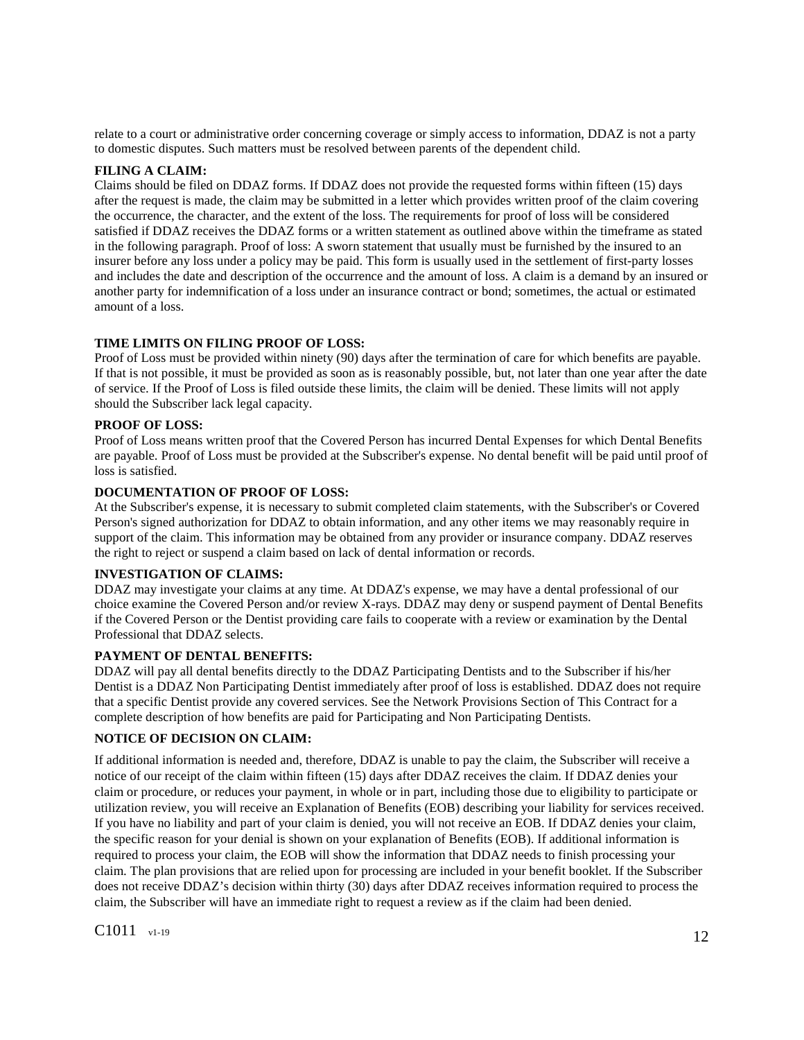relate to a court or administrative order concerning coverage or simply access to information, DDAZ is not a party to domestic disputes. Such matters must be resolved between parents of the dependent child.

**FILING A CLAIM:**

Claims should be filed on DDAZ forms. If DDAZ does not provide the requested forms within fifteen (15) days after the request is made, the claim may be submitted in a letter which provides written proof of the claim covering the occurrence, the character, and the extent of the loss. The requirements for proof of loss will be considered satisfied if DDAZ receives the DDAZ forms or a written statement as outlined above within the timeframe as stated in the following paragraph. Proof of loss: A sworn statement that usually must be furnished by the insured to an insurer before any loss under a policy may be paid. This form is usually used in the settlement of first-party losses and includes the date and description of the occurrence and the amount of loss. A claim is a demand by an insured or another party for indemnification of a loss under an insurance contract or bond; sometimes, the actual or estimated amount of a loss.

**TIME LIMITS ON FILING PROOF OF LOSS:**

Proof of Loss must be provided within ninety (90) days after the termination of care for which benefits are payable. If that is not possible, it must be provided as soon as is reasonably possible, but, not later than one year after the date of service. If the Proof of Loss is filed outside these limits, the claim will be denied. These limits will not apply should the Subscriber lack legal capacity.

**PROOF OF LOSS:**

Proof of Loss means written proof that the Covered Person has incurred Dental Expenses for which Dental Benefits are payable. Proof of Loss must be provided at the Subscriber's expense. No dental benefit will be paid until proof of loss is satisfied.

**DOCUMENTATION OF PROOF OF LOSS:**

At the Subscriber's expense, it is necessary to submit completed claim statements, with the Subscriber's or Covered Person's signed authorization for DDAZ to obtain information, and any other items we may reasonably require in support of the claim. This information may be obtained from any provider or insurance company. DDAZ reserves the right to reject or suspend a claim based on lack of dental information or records.

**INVESTIGATION OF CLAIMS:**

DDAZ may investigate your claims at any time. At DDAZ's expense, we may have a dental professional of our choice examine the Covered Person and/or review X-rays. DDAZ may deny or suspend payment of Dental Benefits if the Covered Person or the Dentist providing care fails to cooperate with a review or examination by the Dental Professional that DDAZ selects.

**PAYMENT OF DENTAL BENEFITS:**

DDAZ will pay all dental benefits directly to the DDAZ Participating Dentists and to the Subscriber if his/her Dentist is a DDAZ Non Participating Dentist immediately after proof of loss is established. DDAZ does not require that a specific Dentist provide any covered services. See the Network Provisions Section of This Contract for a complete description of how benefits are paid for Participating and Non Participating Dentists.

**NOTICE OF DECISION ON CLAIM:**

If additional information is needed and, therefore, DDAZ is unable to pay the claim, the Subscriber will receive a notice of our receipt of the claim within fifteen (15) days after DDAZ receives the claim. If DDAZ denies your claim or procedure, or reduces your payment, in whole or in part, including those due to eligibility to participate or utilization review, you will receive an Explanation of Benefits (EOB) describing your liability for services received. If you have no liability and part of your claim is denied, you will not receive an EOB. If DDAZ denies your claim, the specific reason for your denial is shown on your explanation of Benefits (EOB). If additional information is required to process your claim, the EOB will show the information that DDAZ needs to finish processing your claim. The plan provisions that are relied upon for processing are included in your benefit booklet. If the Subscriber does not receive DDAZ's decision within thirty (30) days after DDAZ receives information required to process the claim, the Subscriber will have an immediate right to request a review as if the claim had been denied.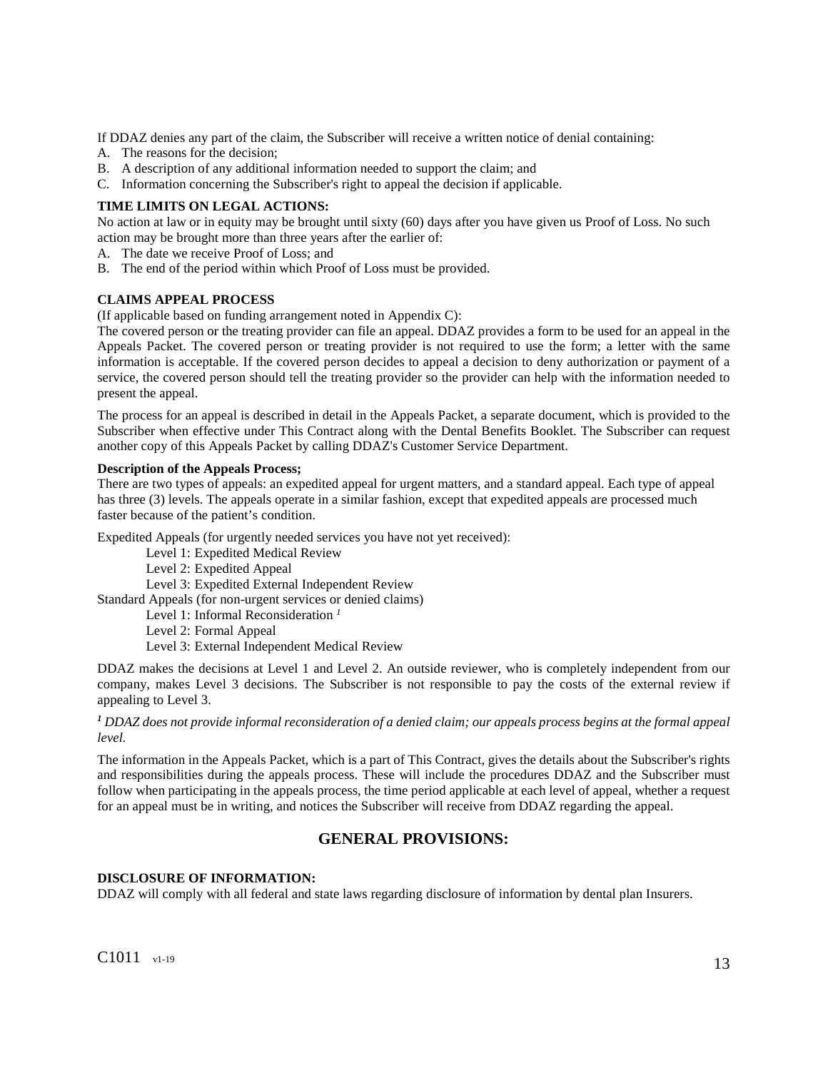If DDAZ denies any part of the claim, the Subscriber will receive a written notice of denial containing:

A. The reasons for the decision;
B. A description of any additional information needed to support the claim; and
C. Information concerning the Subscriber's right to appeal the decision if applicable.

**TIME LIMITS ON LEGAL ACTIONS:**

No action at law or in equity may be brought until sixty (60) days after you have given us Proof of Loss. No such action may be brought more than three years after the earlier of:

A. The date we receive Proof of Loss; and
B. The end of the period within which Proof of Loss must be provided.

**CLAIMS APPEAL PROCESS**

(If applicable based on funding arrangement noted in Appendix C):

The covered person or the treating provider can file an appeal. DDAZ provides a form to be used for an appeal in the Appeals Packet. The covered person or treating provider is not required to use the form; a letter with the same information is acceptable. If the covered person decides to appeal a decision to deny authorization or payment of a service, the covered person should tell the treating provider so the provider can help with the information needed to present the appeal.

The process for an appeal is described in detail in the Appeals Packet, a separate document, which is provided to the Subscriber when effective under This Contract along with the Dental Benefits Booklet. The Subscriber can request another copy of this Appeals Packet by calling DDAZ's Customer Service Department.

**Description of the Appeals Process;**

There are two types of appeals: an expedited appeal for urgent matters, and a standard appeal. Each type of appeal has three (3) levels. The appeals operate in a similar fashion, except that expedited appeals are processed much faster because of the patient's condition.

Expedited Appeals (for urgently needed services you have not yet received):

- Level 1: Expedited Medical Review
- Level 2: Expedited Appeal
- Level 3: Expedited External Independent Review

Standard Appeals (for non-urgent services or denied claims)

- Level 1: Informal Reconsideration [1]
- Level 2: Formal Appeal
- Level 3: External Independent Medical Review

DDAZ makes the decisions at Level 1 and Level 2. An outside reviewer, who is completely independent from our company, makes Level 3 decisions. The Subscriber is not responsible to pay the costs of the external review if appealing to Level 3.

*[1] DDAZ does not provide informal reconsideration of a denied claim; our appeals process begins at the formal appeal level.*

The information in the Appeals Packet, which is a part of This Contract, gives the details about the Subscriber's rights and responsibilities during the appeals process. These will include the procedures DDAZ and the Subscriber must follow when participating in the appeals process, the time period applicable at each level of appeal, whether a request for an appeal must be in writing, and notices the Subscriber will receive from DDAZ regarding the appeal.

## GENERAL PROVISIONS:

**DISCLOSURE OF INFORMATION:**

DDAZ will comply with all federal and state laws regarding disclosure of information by dental plan Insurers.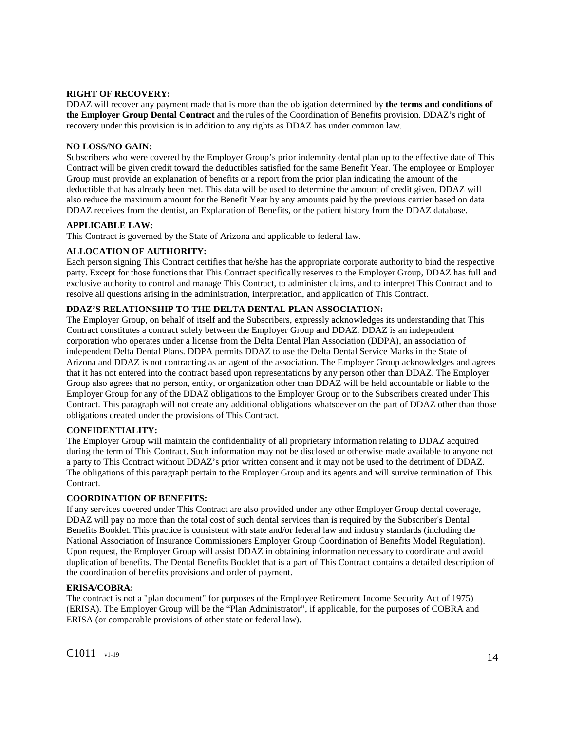**RIGHT OF RECOVERY:**

DDAZ will recover any payment made that is more than the obligation determined by **the terms and conditions of the Employer Group Dental Contract** and the rules of the Coordination of Benefits provision. DDAZ's right of recovery under this provision is in addition to any rights as DDAZ has under common law.

**NO LOSS/NO GAIN:**

Subscribers who were covered by the Employer Group's prior indemnity dental plan up to the effective date of This Contract will be given credit toward the deductibles satisfied for the same Benefit Year. The employee or Employer Group must provide an explanation of benefits or a report from the prior plan indicating the amount of the deductible that has already been met. This data will be used to determine the amount of credit given. DDAZ will also reduce the maximum amount for the Benefit Year by any amounts paid by the previous carrier based on data DDAZ receives from the dentist, an Explanation of Benefits, or the patient history from the DDAZ database.

**APPLICABLE LAW:**

This Contract is governed by the State of Arizona and applicable to federal law.

**ALLOCATION OF AUTHORITY:**

Each person signing This Contract certifies that he/she has the appropriate corporate authority to bind the respective party. Except for those functions that This Contract specifically reserves to the Employer Group, DDAZ has full and exclusive authority to control and manage This Contract, to administer claims, and to interpret This Contract and to resolve all questions arising in the administration, interpretation, and application of This Contract.

**DDAZ'S RELATIONSHIP TO THE DELTA DENTAL PLAN ASSOCIATION:**

The Employer Group, on behalf of itself and the Subscribers, expressly acknowledges its understanding that This Contract constitutes a contract solely between the Employer Group and DDAZ. DDAZ is an independent corporation who operates under a license from the Delta Dental Plan Association (DDPA), an association of independent Delta Dental Plans. DDPA permits DDAZ to use the Delta Dental Service Marks in the State of Arizona and DDAZ is not contracting as an agent of the association. The Employer Group acknowledges and agrees that it has not entered into the contract based upon representations by any person other than DDAZ. The Employer Group also agrees that no person, entity, or organization other than DDAZ will be held accountable or liable to the Employer Group for any of the DDAZ obligations to the Employer Group or to the Subscribers created under This Contract. This paragraph will not create any additional obligations whatsoever on the part of DDAZ other than those obligations created under the provisions of This Contract.

**CONFIDENTIALITY:**

The Employer Group will maintain the confidentiality of all proprietary information relating to DDAZ acquired during the term of This Contract. Such information may not be disclosed or otherwise made available to anyone not a party to This Contract without DDAZ's prior written consent and it may not be used to the detriment of DDAZ. The obligations of this paragraph pertain to the Employer Group and its agents and will survive termination of This Contract.

**COORDINATION OF BENEFITS:**

If any services covered under This Contract are also provided under any other Employer Group dental coverage, DDAZ will pay no more than the total cost of such dental services than is required by the Subscriber's Dental Benefits Booklet. This practice is consistent with state and/or federal law and industry standards (including the National Association of Insurance Commissioners Employer Group Coordination of Benefits Model Regulation). Upon request, the Employer Group will assist DDAZ in obtaining information necessary to coordinate and avoid duplication of benefits. The Dental Benefits Booklet that is a part of This Contract contains a detailed description of the coordination of benefits provisions and order of payment.

**ERISA/COBRA:**

The contract is not a "plan document" for purposes of the Employee Retirement Income Security Act of 1975) (ERISA). The Employer Group will be the "Plan Administrator", if applicable, for the purposes of COBRA and ERISA (or comparable provisions of other state or federal law).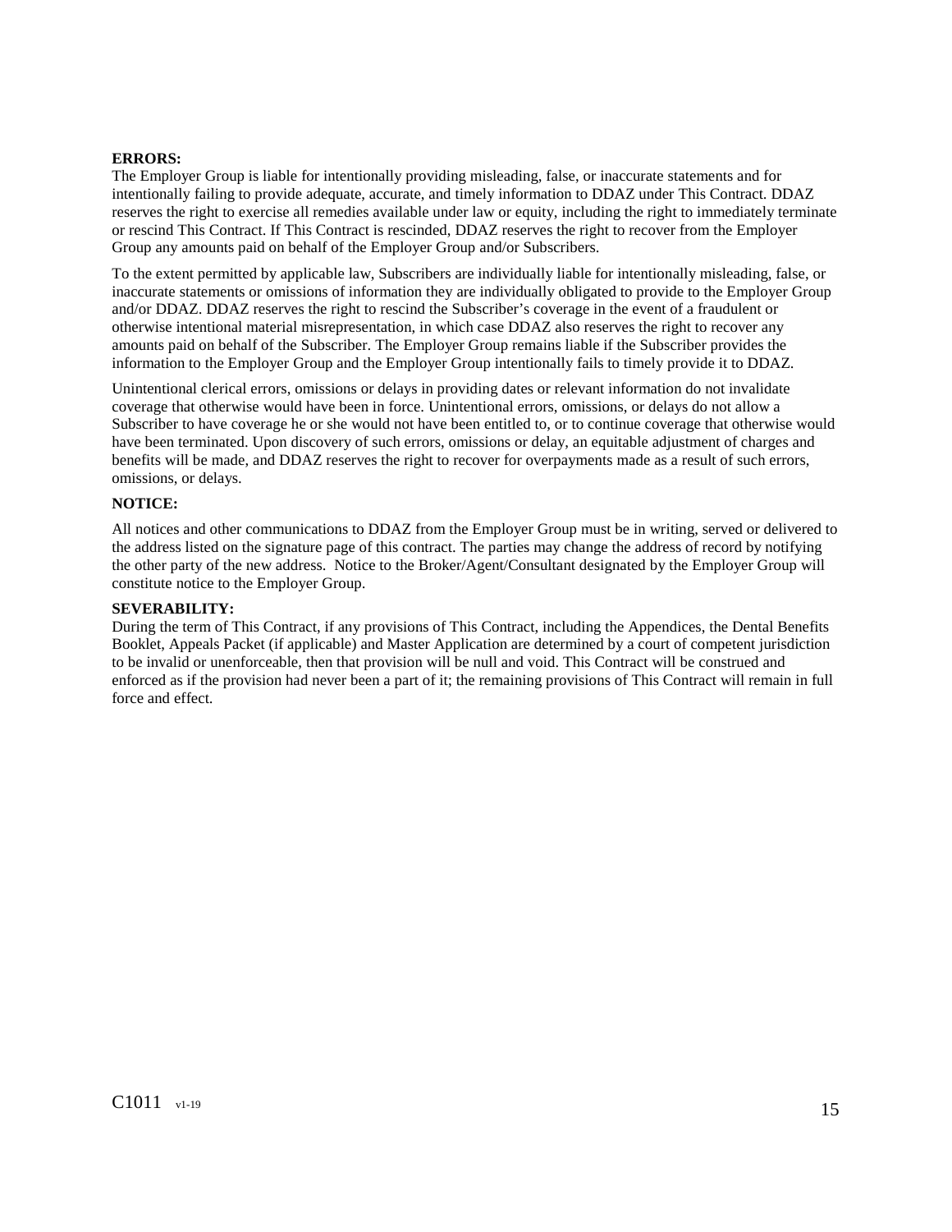**ERRORS:**

The Employer Group is liable for intentionally providing misleading, false, or inaccurate statements and for intentionally failing to provide adequate, accurate, and timely information to DDAZ under This Contract. DDAZ reserves the right to exercise all remedies available under law or equity, including the right to immediately terminate or rescind This Contract. If This Contract is rescinded, DDAZ reserves the right to recover from the Employer Group any amounts paid on behalf of the Employer Group and/or Subscribers.

To the extent permitted by applicable law, Subscribers are individually liable for intentionally misleading, false, or inaccurate statements or omissions of information they are individually obligated to provide to the Employer Group and/or DDAZ. DDAZ reserves the right to rescind the Subscriber's coverage in the event of a fraudulent or otherwise intentional material misrepresentation, in which case DDAZ also reserves the right to recover any amounts paid on behalf of the Subscriber. The Employer Group remains liable if the Subscriber provides the information to the Employer Group and the Employer Group intentionally fails to timely provide it to DDAZ.

Unintentional clerical errors, omissions or delays in providing dates or relevant information do not invalidate coverage that otherwise would have been in force. Unintentional errors, omissions, or delays do not allow a Subscriber to have coverage he or she would not have been entitled to, or to continue coverage that otherwise would have been terminated. Upon discovery of such errors, omissions or delay, an equitable adjustment of charges and benefits will be made, and DDAZ reserves the right to recover for overpayments made as a result of such errors, omissions, or delays.

**NOTICE:**

All notices and other communications to DDAZ from the Employer Group must be in writing, served or delivered to the address listed on the signature page of this contract. The parties may change the address of record by notifying the other party of the new address. Notice to the Broker/Agent/Consultant designated by the Employer Group will constitute notice to the Employer Group.

**SEVERABILITY:**

During the term of This Contract, if any provisions of This Contract, including the Appendices, the Dental Benefits Booklet, Appeals Packet (if applicable) and Master Application are determined by a court of competent jurisdiction to be invalid or unenforceable, then that provision will be null and void. This Contract will be construed and enforced as if the provision had never been a part of it; the remaining provisions of This Contract will remain in full force and effect.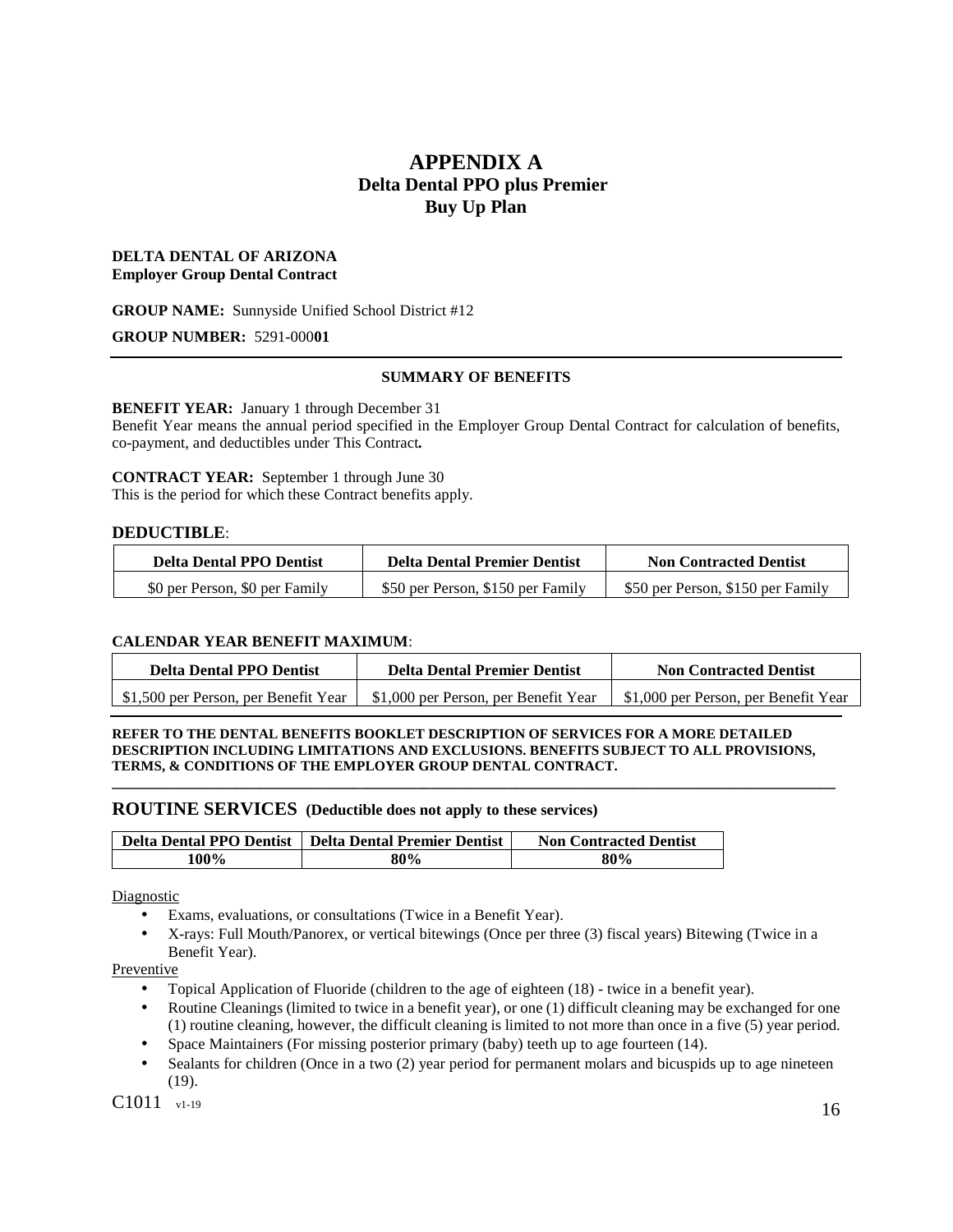# APPENDIX A
## Delta Dental PPO plus Premier
## Buy Up Plan

**DELTA DENTAL OF ARIZONA**
**Employer Group Dental Contract**

**GROUP NAME:** Sunnyside Unified School District #12

**GROUP NUMBER:** 5291-000**01**

---

**SUMMARY OF BENEFITS**

**BENEFIT YEAR:** January 1 through December 31
Benefit Year means the annual period specified in the Employer Group Dental Contract for calculation of benefits, co-payment, and deductibles under This Contract**.**

**CONTRACT YEAR:** September 1 through June 30
This is the period for which these Contract benefits apply.

### DEDUCTIBLE:

| Delta Dental PPO Dentist | Delta Dental Premier Dentist | Non Contracted Dentist |
|---|---|---|
| $0 per Person, $0 per Family | $50 per Person, $150 per Family | $50 per Person, $150 per Family |

**CALENDAR YEAR BENEFIT MAXIMUM**:

| Delta Dental PPO Dentist | Delta Dental Premier Dentist | Non Contracted Dentist |
|---|---|---|
| $1,500 per Person, per Benefit Year | $1,000 per Person, per Benefit Year | $1,000 per Person, per Benefit Year |

**REFER TO THE DENTAL BENEFITS BOOKLET DESCRIPTION OF SERVICES FOR A MORE DETAILED DESCRIPTION INCLUDING LIMITATIONS AND EXCLUSIONS. BENEFITS SUBJECT TO ALL PROVISIONS, TERMS, & CONDITIONS OF THE EMPLOYER GROUP DENTAL CONTRACT.**

---

### ROUTINE SERVICES (Deductible does not apply to these services)

| Delta Dental PPO Dentist | Delta Dental Premier Dentist | Non Contracted Dentist |
|---|---|---|
| **100%** | **80%** | **80%** |

Diagnostic

- Exams, evaluations, or consultations (Twice in a Benefit Year).
- X-rays: Full Mouth/Panorex, or vertical bitewings (Once per three (3) fiscal years) Bitewing (Twice in a Benefit Year).

Preventive

- Topical Application of Fluoride (children to the age of eighteen (18) - twice in a benefit year).
- Routine Cleanings (limited to twice in a benefit year), or one (1) difficult cleaning may be exchanged for one (1) routine cleaning, however, the difficult cleaning is limited to not more than once in a five (5) year period.
- Space Maintainers (For missing posterior primary (baby) teeth up to age fourteen (14).
- Sealants for children (Once in a two (2) year period for permanent molars and bicuspids up to age nineteen (19).

C1011 v1-19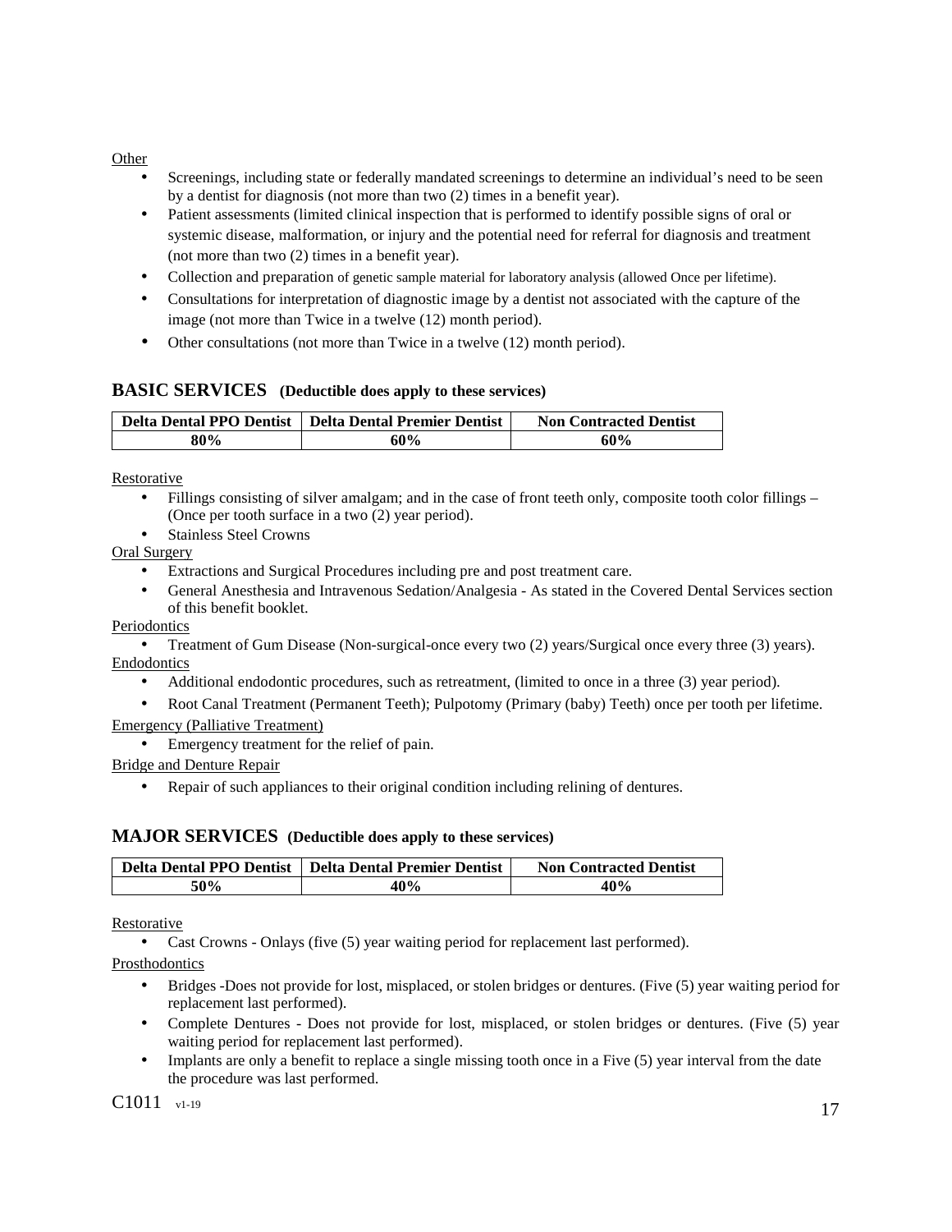Other

- Screenings, including state or federally mandated screenings to determine an individual's need to be seen by a dentist for diagnosis (not more than two (2) times in a benefit year).
- Patient assessments (limited clinical inspection that is performed to identify possible signs of oral or systemic disease, malformation, or injury and the potential need for referral for diagnosis and treatment (not more than two (2) times in a benefit year).
- Collection and preparation of genetic sample material for laboratory analysis (allowed Once per lifetime).
- Consultations for interpretation of diagnostic image by a dentist not associated with the capture of the image (not more than Twice in a twelve (12) month period).
- Other consultations (not more than Twice in a twelve (12) month period).

## BASIC SERVICES (Deductible does apply to these services)

| Delta Dental PPO Dentist | Delta Dental Premier Dentist | Non Contracted Dentist |
|---|---|---|
| 80% | 60% | 60% |

Restorative

- Fillings consisting of silver amalgam; and in the case of front teeth only, composite tooth color fillings – (Once per tooth surface in a two (2) year period).
- Stainless Steel Crowns

Oral Surgery

- Extractions and Surgical Procedures including pre and post treatment care.
- General Anesthesia and Intravenous Sedation/Analgesia - As stated in the Covered Dental Services section of this benefit booklet.

Periodontics

- Treatment of Gum Disease (Non-surgical-once every two (2) years/Surgical once every three (3) years).

Endodontics

- Additional endodontic procedures, such as retreatment, (limited to once in a three (3) year period).
- Root Canal Treatment (Permanent Teeth); Pulpotomy (Primary (baby) Teeth) once per tooth per lifetime.

Emergency (Palliative Treatment)

- Emergency treatment for the relief of pain.

Bridge and Denture Repair

- Repair of such appliances to their original condition including relining of dentures.

## MAJOR SERVICES (Deductible does apply to these services)

| Delta Dental PPO Dentist | Delta Dental Premier Dentist | Non Contracted Dentist |
|---|---|---|
| 50% | 40% | 40% |

Restorative

- Cast Crowns - Onlays (five (5) year waiting period for replacement last performed).

Prosthodontics

- Bridges -Does not provide for lost, misplaced, or stolen bridges or dentures. (Five (5) year waiting period for replacement last performed).
- Complete Dentures - Does not provide for lost, misplaced, or stolen bridges or dentures. (Five (5) year waiting period for replacement last performed).
- Implants are only a benefit to replace a single missing tooth once in a Five (5) year interval from the date the procedure was last performed.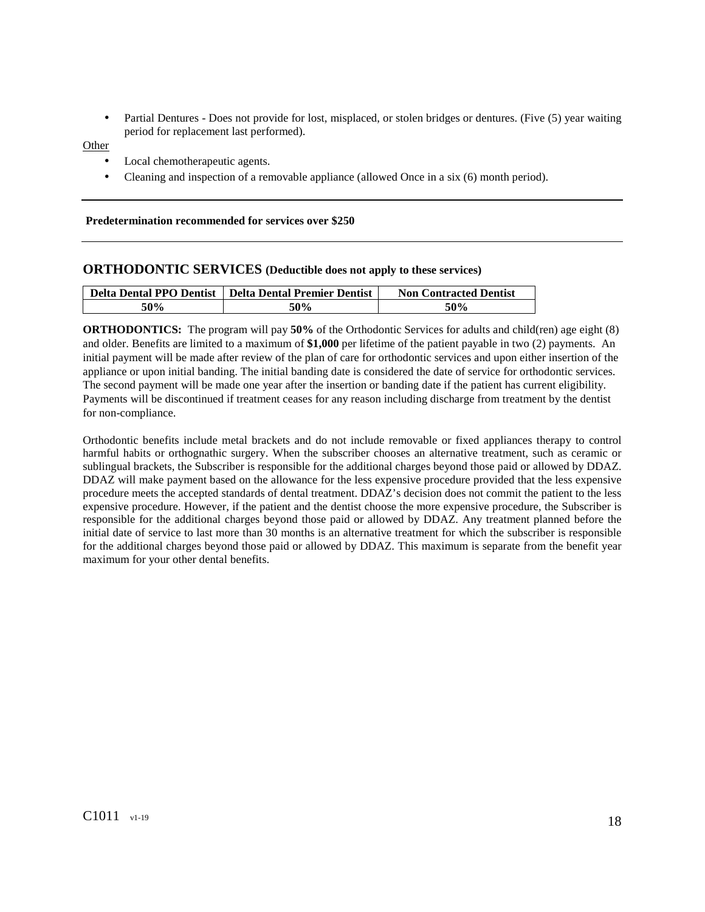- Partial Dentures - Does not provide for lost, misplaced, or stolen bridges or dentures. (Five (5) year waiting period for replacement last performed).

Other

- Local chemotherapeutic agents.
- Cleaning and inspection of a removable appliance (allowed Once in a six (6) month period).

---

**Predetermination recommended for services over $250**

---

## ORTHODONTIC SERVICES (Deductible does not apply to these services)

| Delta Dental PPO Dentist | Delta Dental Premier Dentist | Non Contracted Dentist |
|---|---|---|
| 50% | 50% | 50% |

**ORTHODONTICS:** The program will pay **50%** of the Orthodontic Services for adults and child(ren) age eight (8) and older. Benefits are limited to a maximum of **$1,000** per lifetime of the patient payable in two (2) payments. An initial payment will be made after review of the plan of care for orthodontic services and upon either insertion of the appliance or upon initial banding. The initial banding date is considered the date of service for orthodontic services. The second payment will be made one year after the insertion or banding date if the patient has current eligibility. Payments will be discontinued if treatment ceases for any reason including discharge from treatment by the dentist for non-compliance.

Orthodontic benefits include metal brackets and do not include removable or fixed appliances therapy to control harmful habits or orthognathic surgery. When the subscriber chooses an alternative treatment, such as ceramic or sublingual brackets, the Subscriber is responsible for the additional charges beyond those paid or allowed by DDAZ. DDAZ will make payment based on the allowance for the less expensive procedure provided that the less expensive procedure meets the accepted standards of dental treatment. DDAZ's decision does not commit the patient to the less expensive procedure. However, if the patient and the dentist choose the more expensive procedure, the Subscriber is responsible for the additional charges beyond those paid or allowed by DDAZ. Any treatment planned before the initial date of service to last more than 30 months is an alternative treatment for which the subscriber is responsible for the additional charges beyond those paid or allowed by DDAZ. This maximum is separate from the benefit year maximum for your other dental benefits.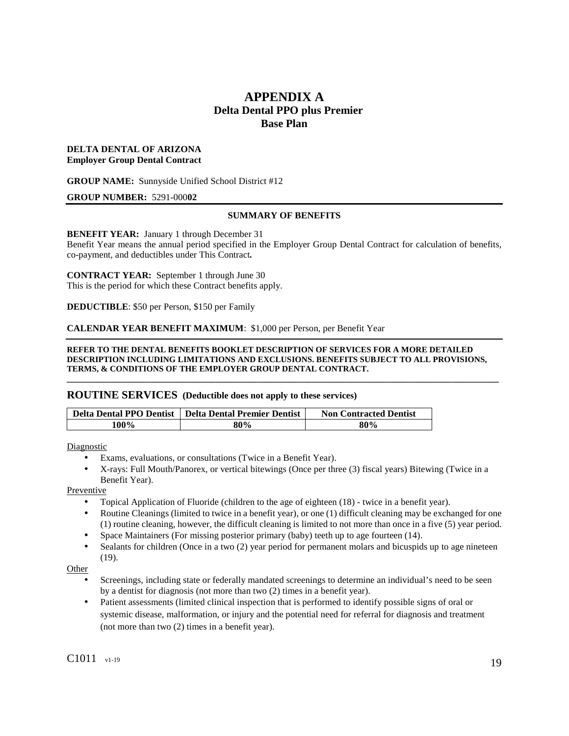# APPENDIX A
## Delta Dental PPO plus Premier
## Base Plan

**DELTA DENTAL OF ARIZONA**
**Employer Group Dental Contract**

**GROUP NAME:** Sunnyside Unified School District #12

**GROUP NUMBER:** 5291-000**02**

---

**SUMMARY OF BENEFITS**

**BENEFIT YEAR:** January 1 through December 31
Benefit Year means the annual period specified in the Employer Group Dental Contract for calculation of benefits, co-payment, and deductibles under This Contract**.**

**CONTRACT YEAR:** September 1 through June 30
This is the period for which these Contract benefits apply.

**DEDUCTIBLE**: $50 per Person, $150 per Family

**CALENDAR YEAR BENEFIT MAXIMUM**: $1,000 per Person, per Benefit Year

---

**REFER TO THE DENTAL BENEFITS BOOKLET DESCRIPTION OF SERVICES FOR A MORE DETAILED DESCRIPTION INCLUDING LIMITATIONS AND EXCLUSIONS. BENEFITS SUBJECT TO ALL PROVISIONS, TERMS, & CONDITIONS OF THE EMPLOYER GROUP DENTAL CONTRACT.**

---

## ROUTINE SERVICES (Deductible does not apply to these services)

| Delta Dental PPO Dentist | Delta Dental Premier Dentist | Non Contracted Dentist |
|---|---|---|
| 100% | 80% | 80% |

Diagnostic

- Exams, evaluations, or consultations (Twice in a Benefit Year).
- X-rays: Full Mouth/Panorex, or vertical bitewings (Once per three (3) fiscal years) Bitewing (Twice in a Benefit Year).

Preventive

- Topical Application of Fluoride (children to the age of eighteen (18) - twice in a benefit year).
- Routine Cleanings (limited to twice in a benefit year), or one (1) difficult cleaning may be exchanged for one (1) routine cleaning, however, the difficult cleaning is limited to not more than once in a five (5) year period.
- Space Maintainers (For missing posterior primary (baby) teeth up to age fourteen (14).
- Sealants for children (Once in a two (2) year period for permanent molars and bicuspids up to age nineteen (19).

Other

- Screenings, including state or federally mandated screenings to determine an individual's need to be seen by a dentist for diagnosis (not more than two (2) times in a benefit year).
- Patient assessments (limited clinical inspection that is performed to identify possible signs of oral or systemic disease, malformation, or injury and the potential need for referral for diagnosis and treatment (not more than two (2) times in a benefit year).

C1011 v1-19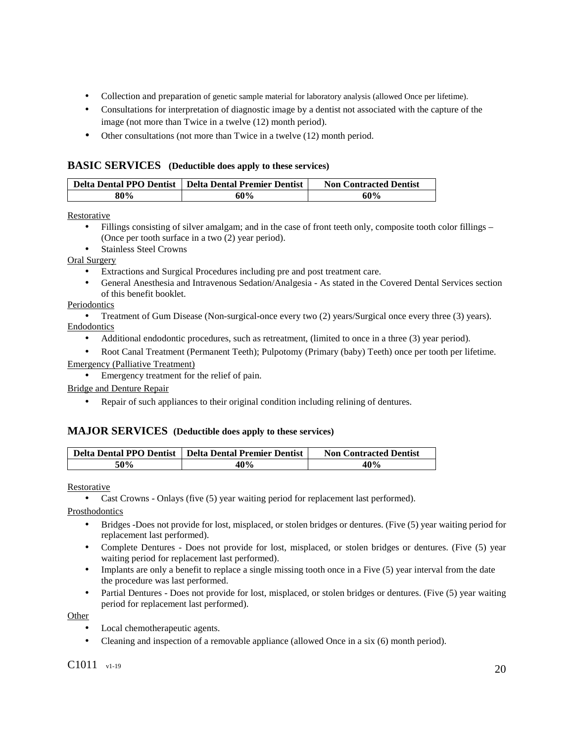- Collection and preparation of genetic sample material for laboratory analysis (allowed Once per lifetime).
- Consultations for interpretation of diagnostic image by a dentist not associated with the capture of the image (not more than Twice in a twelve (12) month period).
- Other consultations (not more than Twice in a twelve (12) month period.

## BASIC SERVICES **(Deductible does apply to these services)**

| Delta Dental PPO Dentist | Delta Dental Premier Dentist | Non Contracted Dentist |
|---|---|---|
| 80% | 60% | 60% |

Restorative

- Fillings consisting of silver amalgam; and in the case of front teeth only, composite tooth color fillings – (Once per tooth surface in a two (2) year period).
- Stainless Steel Crowns

Oral Surgery

- Extractions and Surgical Procedures including pre and post treatment care.
- General Anesthesia and Intravenous Sedation/Analgesia - As stated in the Covered Dental Services section of this benefit booklet.

Periodontics

- Treatment of Gum Disease (Non-surgical-once every two (2) years/Surgical once every three (3) years).

Endodontics

- Additional endodontic procedures, such as retreatment, (limited to once in a three (3) year period).
- Root Canal Treatment (Permanent Teeth); Pulpotomy (Primary (baby) Teeth) once per tooth per lifetime.

Emergency (Palliative Treatment)

- Emergency treatment for the relief of pain.

Bridge and Denture Repair

- Repair of such appliances to their original condition including relining of dentures.

## MAJOR SERVICES **(Deductible does apply to these services)**

| Delta Dental PPO Dentist | Delta Dental Premier Dentist | Non Contracted Dentist |
|---|---|---|
| 50% | 40% | 40% |

Restorative

- Cast Crowns - Onlays (five (5) year waiting period for replacement last performed).

Prosthodontics

- Bridges -Does not provide for lost, misplaced, or stolen bridges or dentures. (Five (5) year waiting period for replacement last performed).
- Complete Dentures - Does not provide for lost, misplaced, or stolen bridges or dentures. (Five (5) year waiting period for replacement last performed).
- Implants are only a benefit to replace a single missing tooth once in a Five (5) year interval from the date the procedure was last performed.
- Partial Dentures - Does not provide for lost, misplaced, or stolen bridges or dentures. (Five (5) year waiting period for replacement last performed).

Other

- Local chemotherapeutic agents.
- Cleaning and inspection of a removable appliance (allowed Once in a six (6) month period).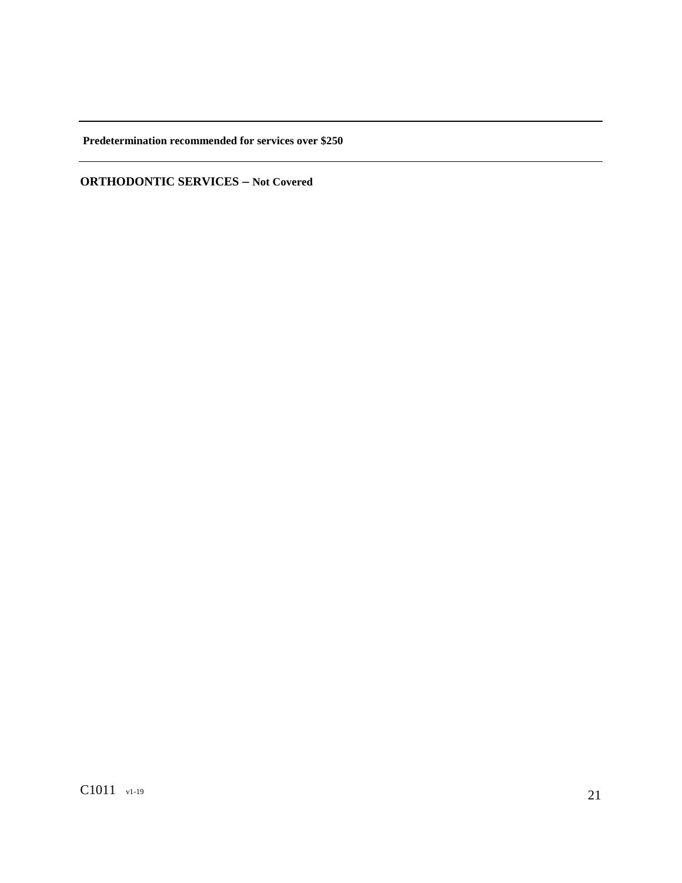**Predetermination recommended for services over $250**

---

**ORTHODONTIC SERVICES – Not Covered**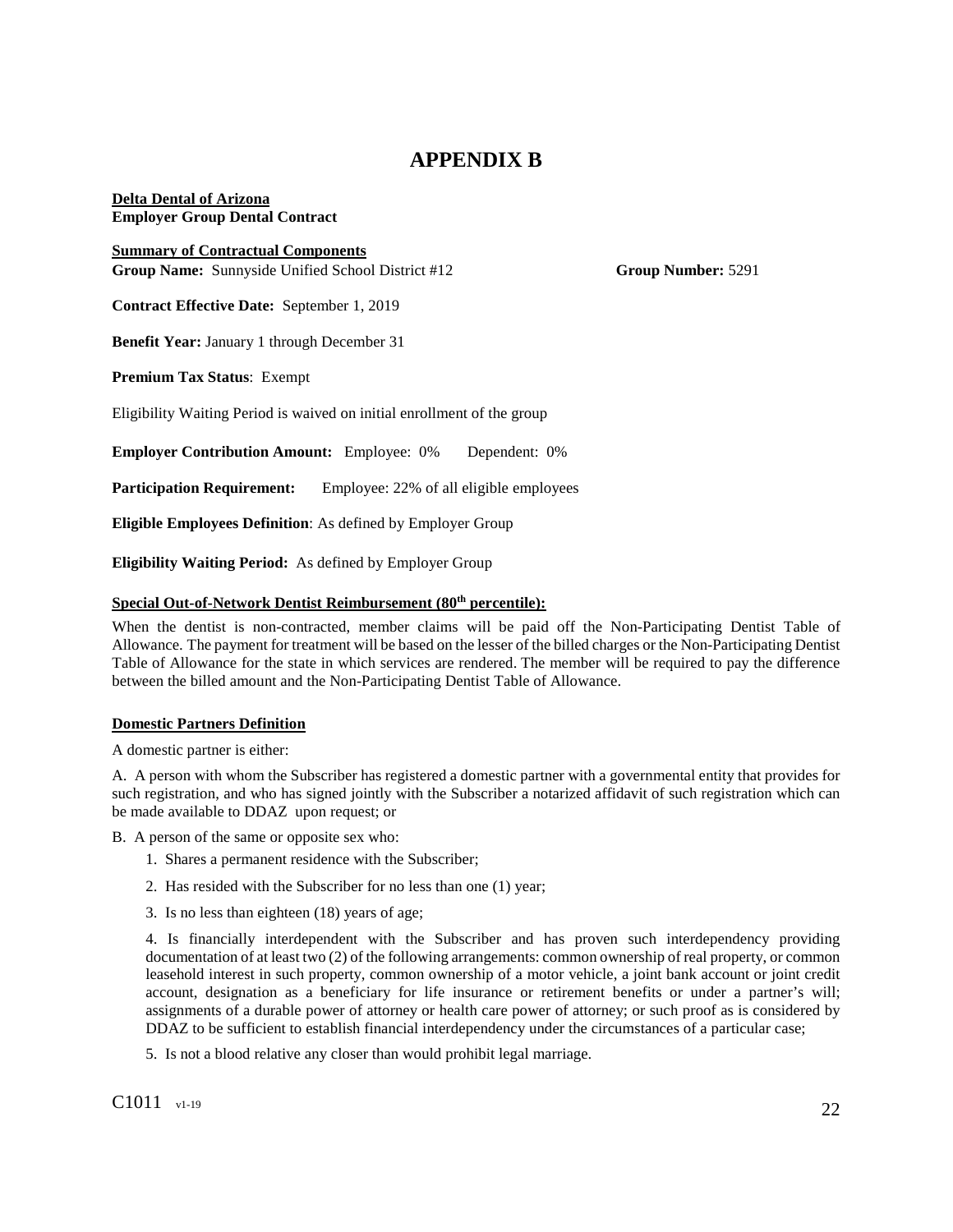# APPENDIX B

**Delta Dental of Arizona**
**Employer Group Dental Contract**

**Summary of Contractual Components**
**Group Name:** Sunnyside Unified School District #12 **Group Number:** 5291

**Contract Effective Date:** September 1, 2019

**Benefit Year:** January 1 through December 31

**Premium Tax Status**: Exempt

Eligibility Waiting Period is waived on initial enrollment of the group

**Employer Contribution Amount:** Employee: 0% Dependent: 0%

**Participation Requirement:** Employee: 22% of all eligible employees

**Eligible Employees Definition**: As defined by Employer Group

**Eligibility Waiting Period:** As defined by Employer Group

**Special Out-of-Network Dentist Reimbursement (80th percentile):**

When the dentist is non-contracted, member claims will be paid off the Non-Participating Dentist Table of Allowance. The payment for treatment will be based on the lesser of the billed charges or the Non-Participating Dentist Table of Allowance for the state in which services are rendered. The member will be required to pay the difference between the billed amount and the Non-Participating Dentist Table of Allowance.

**Domestic Partners Definition**

A domestic partner is either:

A. A person with whom the Subscriber has registered a domestic partner with a governmental entity that provides for such registration, and who has signed jointly with the Subscriber a notarized affidavit of such registration which can be made available to DDAZ upon request; or

B. A person of the same or opposite sex who:

1. Shares a permanent residence with the Subscriber;
2. Has resided with the Subscriber for no less than one (1) year;
3. Is no less than eighteen (18) years of age;
4. Is financially interdependent with the Subscriber and has proven such interdependency providing documentation of at least two (2) of the following arrangements: common ownership of real property, or common leasehold interest in such property, common ownership of a motor vehicle, a joint bank account or joint credit account, designation as a beneficiary for life insurance or retirement benefits or under a partner's will; assignments of a durable power of attorney or health care power of attorney; or such proof as is considered by DDAZ to be sufficient to establish financial interdependency under the circumstances of a particular case;
5. Is not a blood relative any closer than would prohibit legal marriage.

C1011 v1-19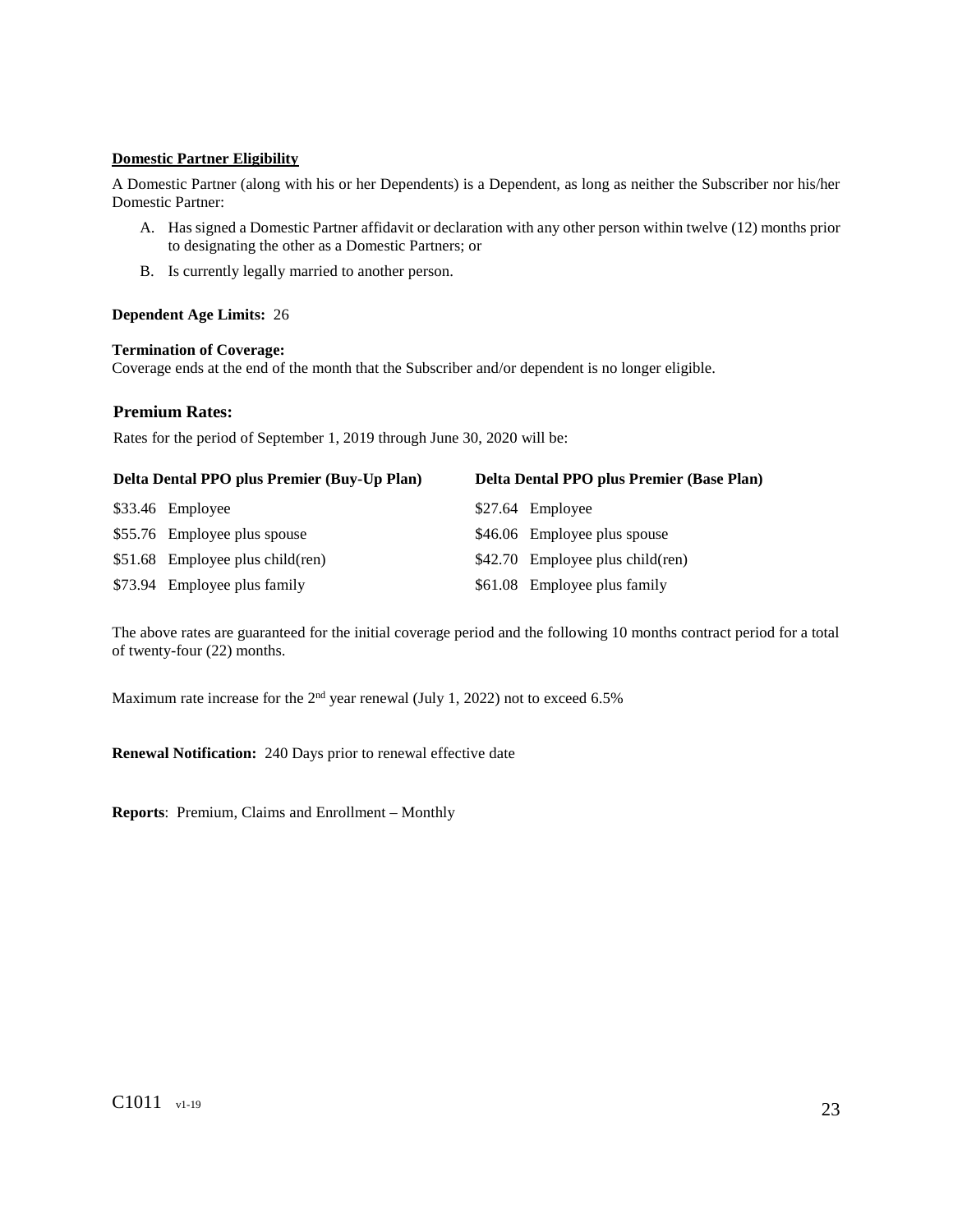**Domestic Partner Eligibility**

A Domestic Partner (along with his or her Dependents) is a Dependent, as long as neither the Subscriber nor his/her Domestic Partner:

A. Has signed a Domestic Partner affidavit or declaration with any other person within twelve (12) months prior to designating the other as a Domestic Partners; or

B. Is currently legally married to another person.

**Dependent Age Limits:** 26

**Termination of Coverage:**
Coverage ends at the end of the month that the Subscriber and/or dependent is no longer eligible.

## Premium Rates:

Rates for the period of September 1, 2019 through June 30, 2020 will be:

| Delta Dental PPO plus Premier (Buy-Up Plan) | Delta Dental PPO plus Premier (Base Plan) |
|---|---|
| $33.46 Employee | $27.64 Employee |
| $55.76 Employee plus spouse | $46.06 Employee plus spouse |
| $51.68 Employee plus child(ren) | $42.70 Employee plus child(ren) |
| $73.94 Employee plus family | $61.08 Employee plus family |

The above rates are guaranteed for the initial coverage period and the following 10 months contract period for a total of twenty-four (22) months.

Maximum rate increase for the 2nd year renewal (July 1, 2022) not to exceed 6.5%

**Renewal Notification:** 240 Days prior to renewal effective date

**Reports**: Premium, Claims and Enrollment – Monthly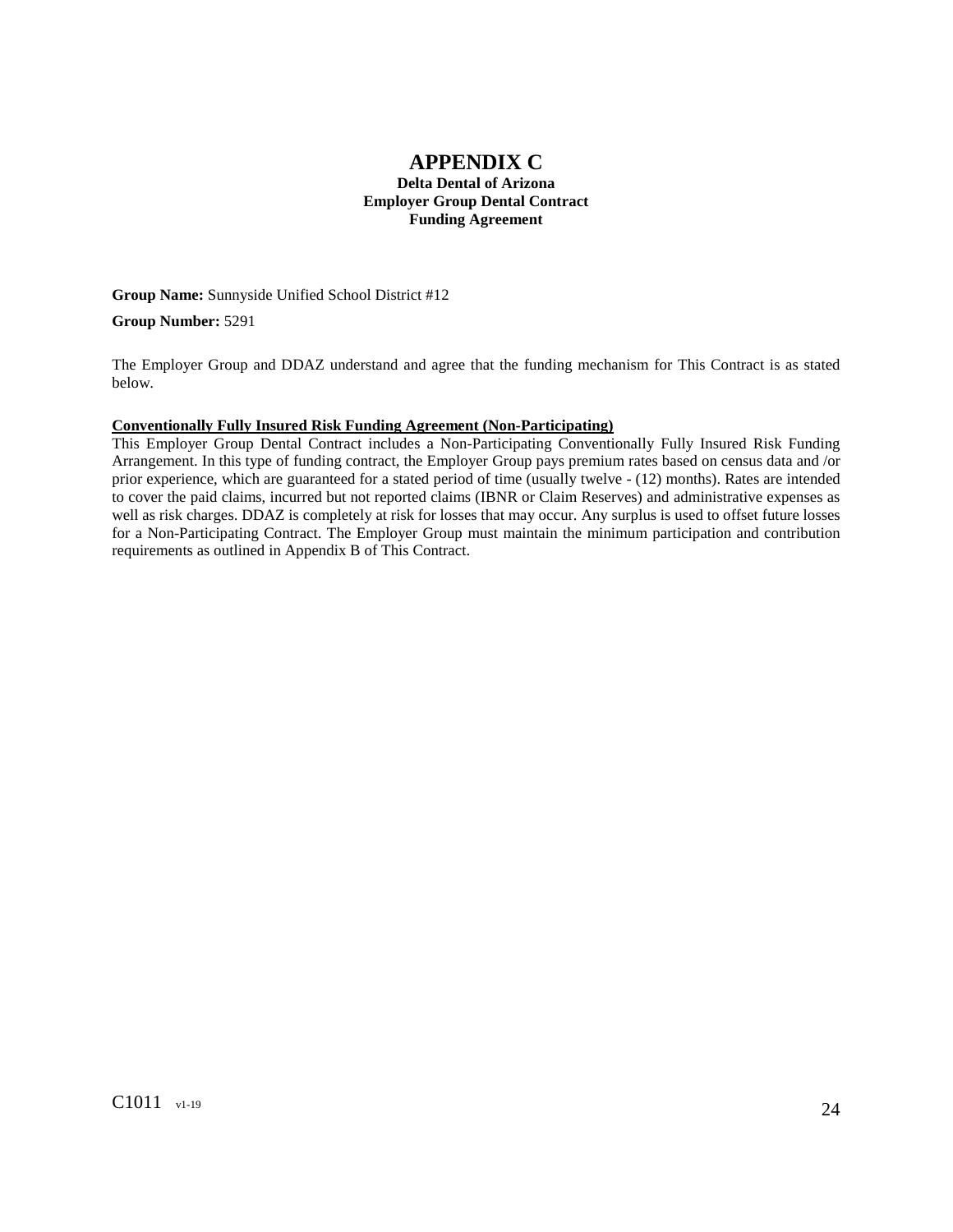# APPENDIX C

**Delta Dental of Arizona**
**Employer Group Dental Contract**
**Funding Agreement**

**Group Name:** Sunnyside Unified School District #12

**Group Number:** 5291

The Employer Group and DDAZ understand and agree that the funding mechanism for This Contract is as stated below.

**Conventionally Fully Insured Risk Funding Agreement (Non-Participating)**

This Employer Group Dental Contract includes a Non-Participating Conventionally Fully Insured Risk Funding Arrangement. In this type of funding contract, the Employer Group pays premium rates based on census data and /or prior experience, which are guaranteed for a stated period of time (usually twelve - (12) months). Rates are intended to cover the paid claims, incurred but not reported claims (IBNR or Claim Reserves) and administrative expenses as well as risk charges. DDAZ is completely at risk for losses that may occur. Any surplus is used to offset future losses for a Non-Participating Contract. The Employer Group must maintain the minimum participation and contribution requirements as outlined in Appendix B of This Contract.

C1011 v1-19